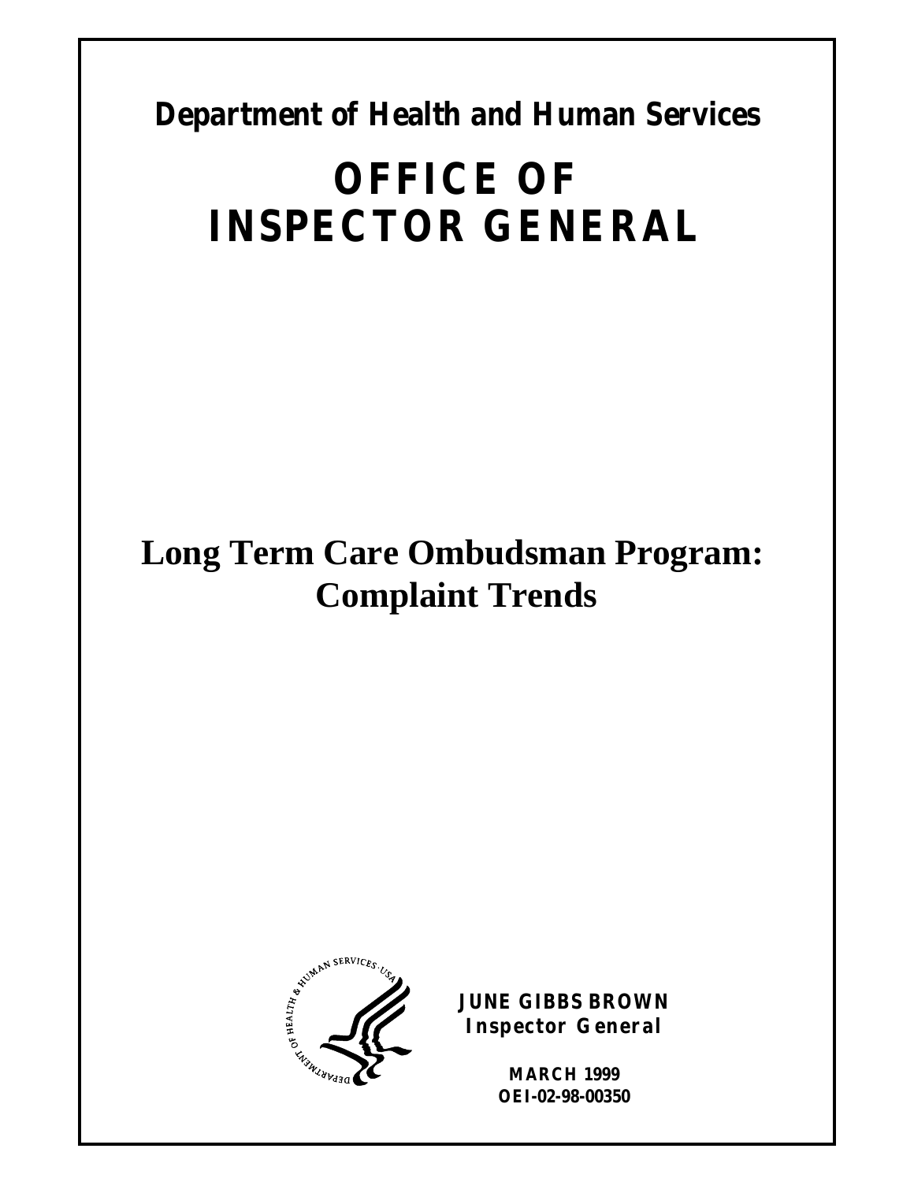**Department of Health and Human Services**

# OFFICE OF INSPECTOR GENERAL

# Long Term Care Ombudsman Program: Complaint Trends

**JUNE GIBBS BROWN**
**Inspector General**

**MARCH 1999**
**OEI-02-98-00350**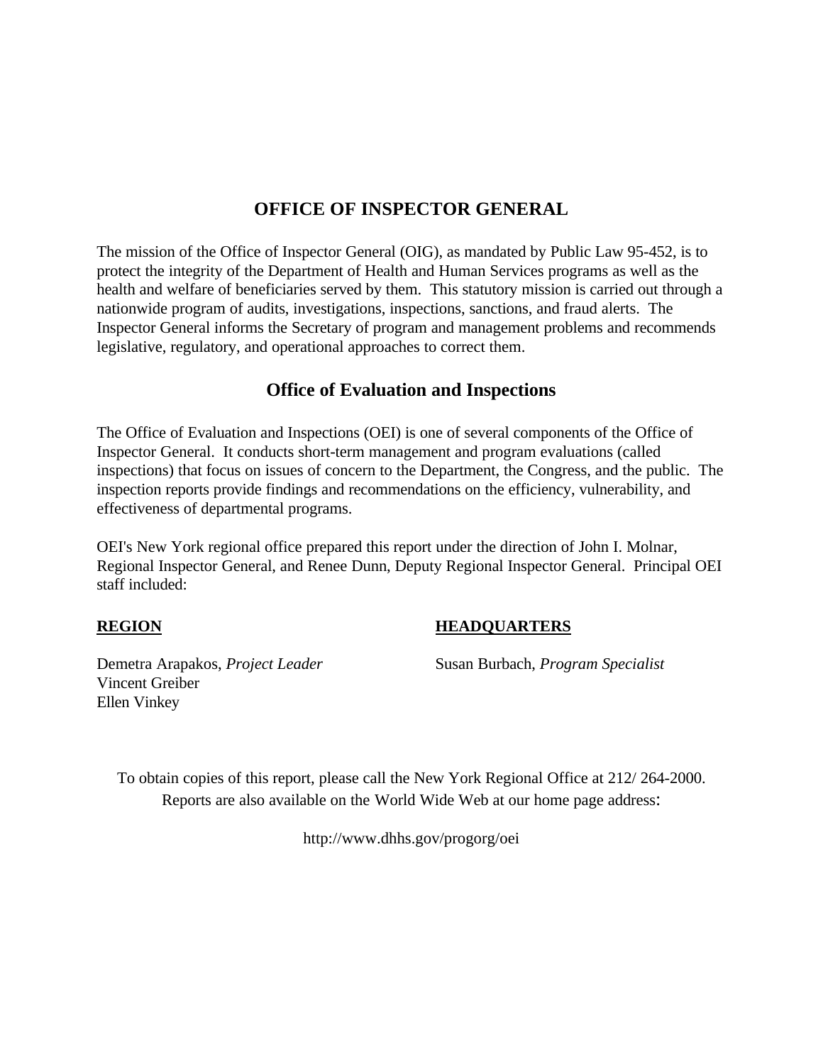# OFFICE OF INSPECTOR GENERAL

The mission of the Office of Inspector General (OIG), as mandated by Public Law 95-452, is to protect the integrity of the Department of Health and Human Services programs as well as the health and welfare of beneficiaries served by them. This statutory mission is carried out through a nationwide program of audits, investigations, inspections, sanctions, and fraud alerts. The Inspector General informs the Secretary of program and management problems and recommends legislative, regulatory, and operational approaches to correct them.

## Office of Evaluation and Inspections

The Office of Evaluation and Inspections (OEI) is one of several components of the Office of Inspector General. It conducts short-term management and program evaluations (called inspections) that focus on issues of concern to the Department, the Congress, and the public. The inspection reports provide findings and recommendations on the efficiency, vulnerability, and effectiveness of departmental programs.

OEI's New York regional office prepared this report under the direction of John I. Molnar, Regional Inspector General, and Renee Dunn, Deputy Regional Inspector General. Principal OEI staff included:

**REGION**

Demetra Arapakos, *Project Leader*
Vincent Greiber
Ellen Vinkey

**HEADQUARTERS**

Susan Burbach, *Program Specialist*

To obtain copies of this report, please call the New York Regional Office at 212/ 264-2000. Reports are also available on the World Wide Web at our home page address:

http://www.dhhs.gov/progorg/oei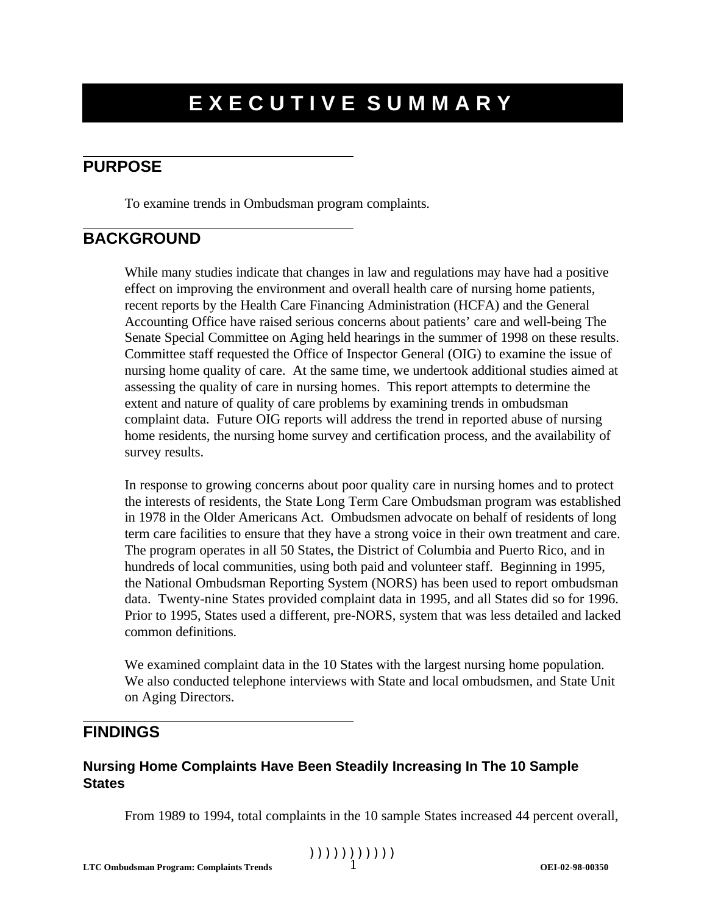# EXECUTIVE SUMMARY

## PURPOSE

To examine trends in Ombudsman program complaints.

## BACKGROUND

While many studies indicate that changes in law and regulations may have had a positive effect on improving the environment and overall health care of nursing home patients, recent reports by the Health Care Financing Administration (HCFA) and the General Accounting Office have raised serious concerns about patients' care and well-being The Senate Special Committee on Aging held hearings in the summer of 1998 on these results. Committee staff requested the Office of Inspector General (OIG) to examine the issue of nursing home quality of care. At the same time, we undertook additional studies aimed at assessing the quality of care in nursing homes. This report attempts to determine the extent and nature of quality of care problems by examining trends in ombudsman complaint data. Future OIG reports will address the trend in reported abuse of nursing home residents, the nursing home survey and certification process, and the availability of survey results.

In response to growing concerns about poor quality care in nursing homes and to protect the interests of residents, the State Long Term Care Ombudsman program was established in 1978 in the Older Americans Act. Ombudsmen advocate on behalf of residents of long term care facilities to ensure that they have a strong voice in their own treatment and care. The program operates in all 50 States, the District of Columbia and Puerto Rico, and in hundreds of local communities, using both paid and volunteer staff. Beginning in 1995, the National Ombudsman Reporting System (NORS) has been used to report ombudsman data. Twenty-nine States provided complaint data in 1995, and all States did so for 1996. Prior to 1995, States used a different, pre-NORS, system that was less detailed and lacked common definitions.

We examined complaint data in the 10 States with the largest nursing home population. We also conducted telephone interviews with State and local ombudsmen, and State Unit on Aging Directors.

## FINDINGS

### Nursing Home Complaints Have Been Steadily Increasing In The 10 Sample States

From 1989 to 1994, total complaints in the 10 sample States increased 44 percent overall,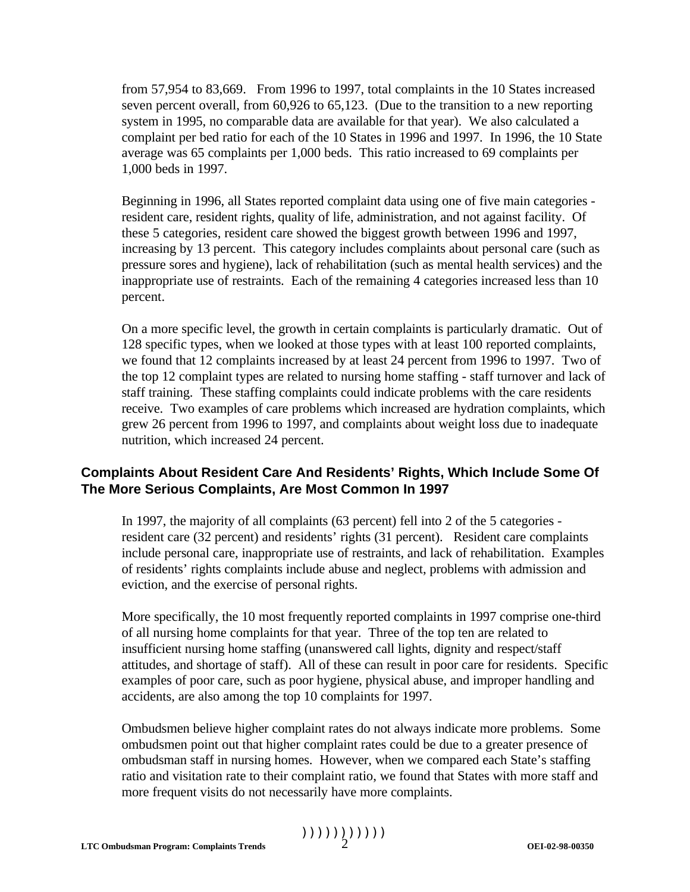from 57,954 to 83,669. From 1996 to 1997, total complaints in the 10 States increased seven percent overall, from 60,926 to 65,123. (Due to the transition to a new reporting system in 1995, no comparable data are available for that year). We also calculated a complaint per bed ratio for each of the 10 States in 1996 and 1997. In 1996, the 10 State average was 65 complaints per 1,000 beds. This ratio increased to 69 complaints per 1,000 beds in 1997.

Beginning in 1996, all States reported complaint data using one of five main categories - resident care, resident rights, quality of life, administration, and not against facility. Of these 5 categories, resident care showed the biggest growth between 1996 and 1997, increasing by 13 percent. This category includes complaints about personal care (such as pressure sores and hygiene), lack of rehabilitation (such as mental health services) and the inappropriate use of restraints. Each of the remaining 4 categories increased less than 10 percent.

On a more specific level, the growth in certain complaints is particularly dramatic. Out of 128 specific types, when we looked at those types with at least 100 reported complaints, we found that 12 complaints increased by at least 24 percent from 1996 to 1997. Two of the top 12 complaint types are related to nursing home staffing - staff turnover and lack of staff training. These staffing complaints could indicate problems with the care residents receive. Two examples of care problems which increased are hydration complaints, which grew 26 percent from 1996 to 1997, and complaints about weight loss due to inadequate nutrition, which increased 24 percent.

## Complaints About Resident Care And Residents' Rights, Which Include Some Of The More Serious Complaints, Are Most Common In 1997

In 1997, the majority of all complaints (63 percent) fell into 2 of the 5 categories - resident care (32 percent) and residents' rights (31 percent). Resident care complaints include personal care, inappropriate use of restraints, and lack of rehabilitation. Examples of residents' rights complaints include abuse and neglect, problems with admission and eviction, and the exercise of personal rights.

More specifically, the 10 most frequently reported complaints in 1997 comprise one-third of all nursing home complaints for that year. Three of the top ten are related to insufficient nursing home staffing (unanswered call lights, dignity and respect/staff attitudes, and shortage of staff). All of these can result in poor care for residents. Specific examples of poor care, such as poor hygiene, physical abuse, and improper handling and accidents, are also among the top 10 complaints for 1997.

Ombudsmen believe higher complaint rates do not always indicate more problems. Some ombudsmen point out that higher complaint rates could be due to a greater presence of ombudsman staff in nursing homes. However, when we compared each State's staffing ratio and visitation rate to their complaint ratio, we found that States with more staff and more frequent visits do not necessarily have more complaints.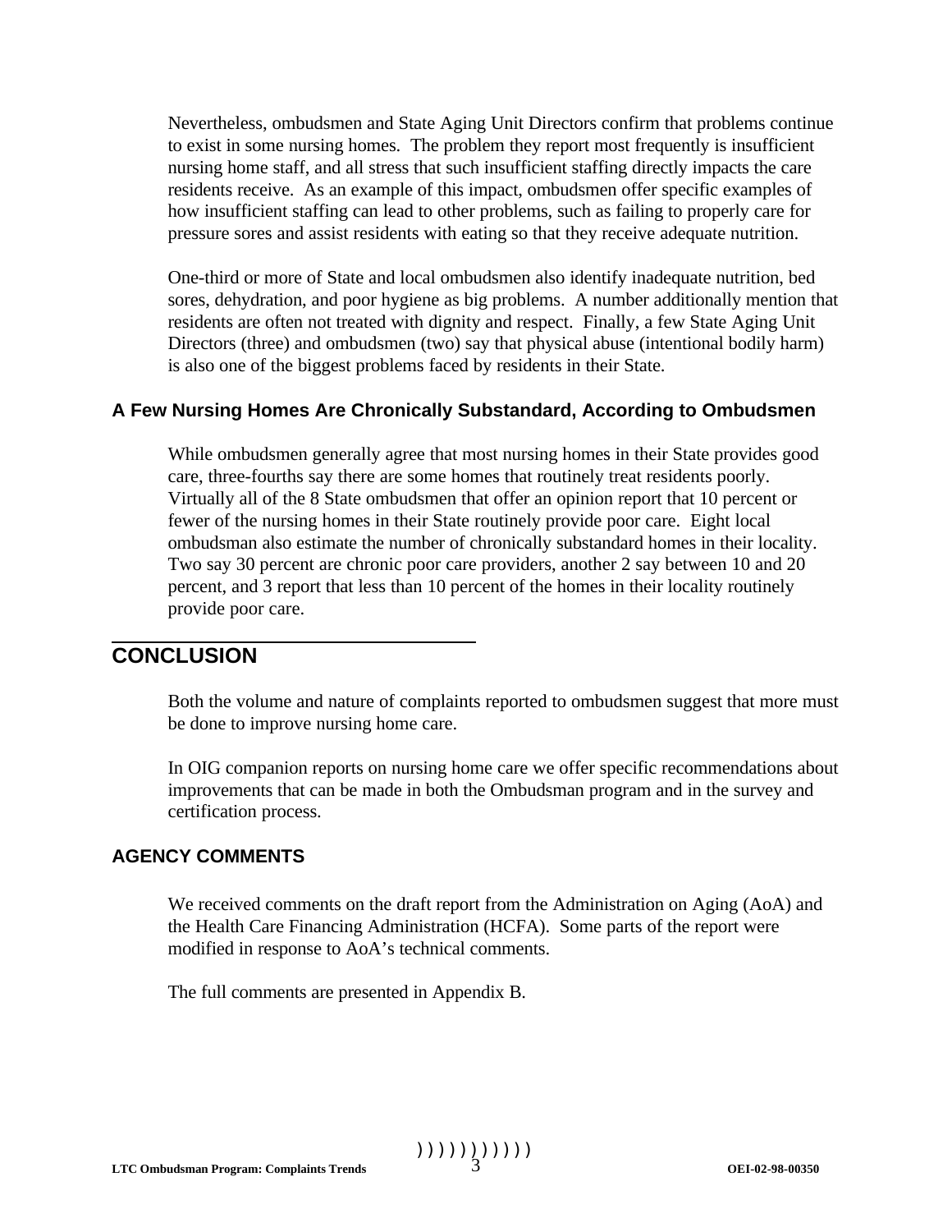Nevertheless, ombudsmen and State Aging Unit Directors confirm that problems continue to exist in some nursing homes. The problem they report most frequently is insufficient nursing home staff, and all stress that such insufficient staffing directly impacts the care residents receive. As an example of this impact, ombudsmen offer specific examples of how insufficient staffing can lead to other problems, such as failing to properly care for pressure sores and assist residents with eating so that they receive adequate nutrition.

One-third or more of State and local ombudsmen also identify inadequate nutrition, bed sores, dehydration, and poor hygiene as big problems. A number additionally mention that residents are often not treated with dignity and respect. Finally, a few State Aging Unit Directors (three) and ombudsmen (two) say that physical abuse (intentional bodily harm) is also one of the biggest problems faced by residents in their State.

### A Few Nursing Homes Are Chronically Substandard, According to Ombudsmen

While ombudsmen generally agree that most nursing homes in their State provides good care, three-fourths say there are some homes that routinely treat residents poorly. Virtually all of the 8 State ombudsmen that offer an opinion report that 10 percent or fewer of the nursing homes in their State routinely provide poor care. Eight local ombudsman also estimate the number of chronically substandard homes in their locality. Two say 30 percent are chronic poor care providers, another 2 say between 10 and 20 percent, and 3 report that less than 10 percent of the homes in their locality routinely provide poor care.

## CONCLUSION

Both the volume and nature of complaints reported to ombudsmen suggest that more must be done to improve nursing home care.

In OIG companion reports on nursing home care we offer specific recommendations about improvements that can be made in both the Ombudsman program and in the survey and certification process.

### AGENCY COMMENTS

We received comments on the draft report from the Administration on Aging (AoA) and the Health Care Financing Administration (HCFA). Some parts of the report were modified in response to AoA's technical comments.

The full comments are presented in Appendix B.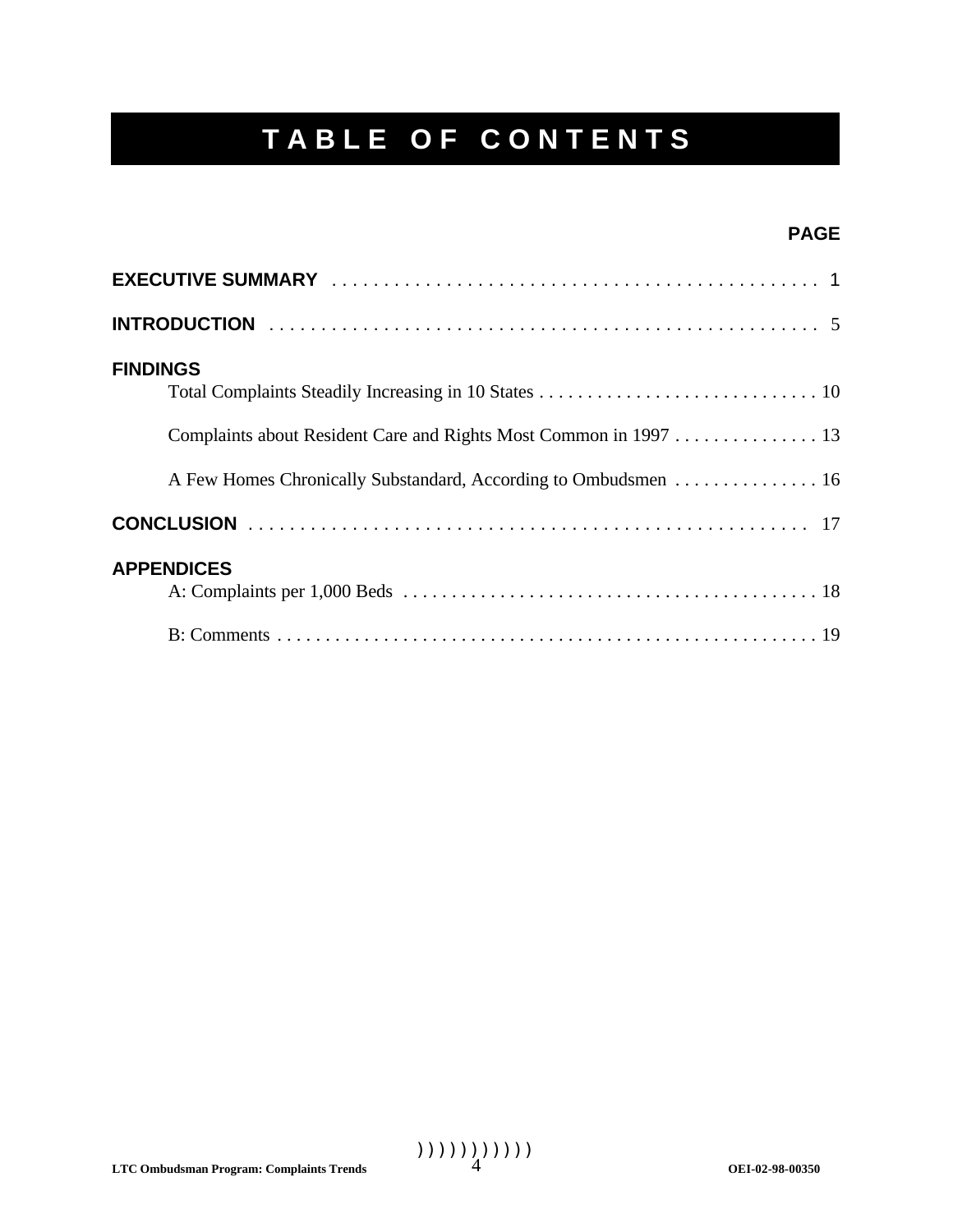# TABLE OF CONTENTS

**PAGE**

**EXECUTIVE SUMMARY** . . . . . . . . . . . . . . . . . . . . . . . . . . . . . . . . . . . . . . . . . . . . . . . 1

**INTRODUCTION** . . . . . . . . . . . . . . . . . . . . . . . . . . . . . . . . . . . . . . . . . . . . . . . . . . . . 5

**FINDINGS**

Total Complaints Steadily Increasing in 10 States . . . . . . . . . . . . . . . . . . . . . . . . . . . . . 10

Complaints about Resident Care and Rights Most Common in 1997 . . . . . . . . . . . . . . . 13

A Few Homes Chronically Substandard, According to Ombudsmen . . . . . . . . . . . . . . . 16

**CONCLUSION** . . . . . . . . . . . . . . . . . . . . . . . . . . . . . . . . . . . . . . . . . . . . . . . . . . . . . 17

**APPENDICES**

A: Complaints per 1,000 Beds . . . . . . . . . . . . . . . . . . . . . . . . . . . . . . . . . . . . . . . . . . . 18

B: Comments . . . . . . . . . . . . . . . . . . . . . . . . . . . . . . . . . . . . . . . . . . . . . . . . . . . . . . . . 19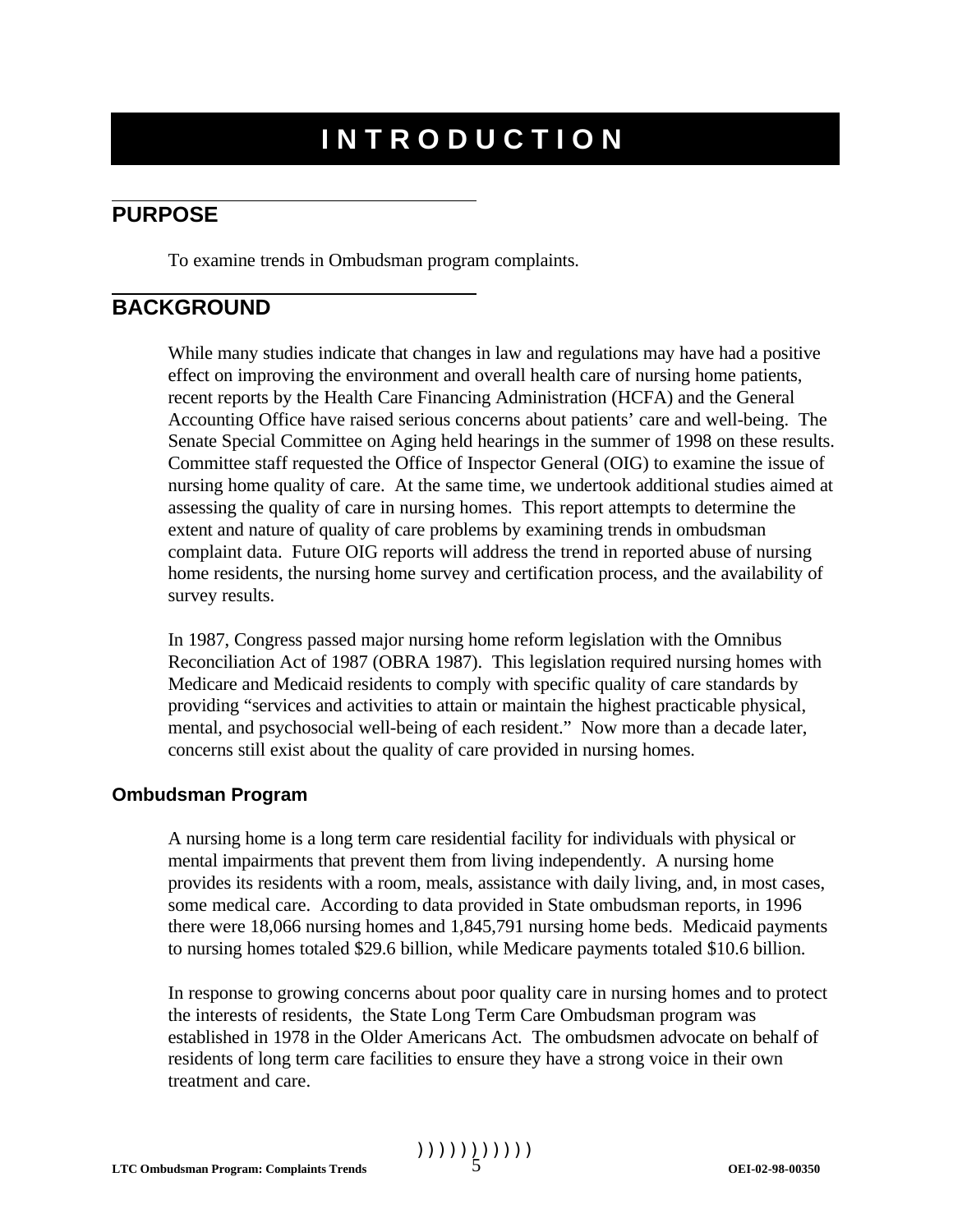# INTRODUCTION

## PURPOSE

To examine trends in Ombudsman program complaints.

## BACKGROUND

While many studies indicate that changes in law and regulations may have had a positive effect on improving the environment and overall health care of nursing home patients, recent reports by the Health Care Financing Administration (HCFA) and the General Accounting Office have raised serious concerns about patients' care and well-being. The Senate Special Committee on Aging held hearings in the summer of 1998 on these results. Committee staff requested the Office of Inspector General (OIG) to examine the issue of nursing home quality of care. At the same time, we undertook additional studies aimed at assessing the quality of care in nursing homes. This report attempts to determine the extent and nature of quality of care problems by examining trends in ombudsman complaint data. Future OIG reports will address the trend in reported abuse of nursing home residents, the nursing home survey and certification process, and the availability of survey results.

In 1987, Congress passed major nursing home reform legislation with the Omnibus Reconciliation Act of 1987 (OBRA 1987). This legislation required nursing homes with Medicare and Medicaid residents to comply with specific quality of care standards by providing "services and activities to attain or maintain the highest practicable physical, mental, and psychosocial well-being of each resident." Now more than a decade later, concerns still exist about the quality of care provided in nursing homes.

### Ombudsman Program

A nursing home is a long term care residential facility for individuals with physical or mental impairments that prevent them from living independently. A nursing home provides its residents with a room, meals, assistance with daily living, and, in most cases, some medical care. According to data provided in State ombudsman reports, in 1996 there were 18,066 nursing homes and 1,845,791 nursing home beds. Medicaid payments to nursing homes totaled $29.6 billion, while Medicare payments totaled $10.6 billion.

In response to growing concerns about poor quality care in nursing homes and to protect the interests of residents, the State Long Term Care Ombudsman program was established in 1978 in the Older Americans Act. The ombudsmen advocate on behalf of residents of long term care facilities to ensure they have a strong voice in their own treatment and care.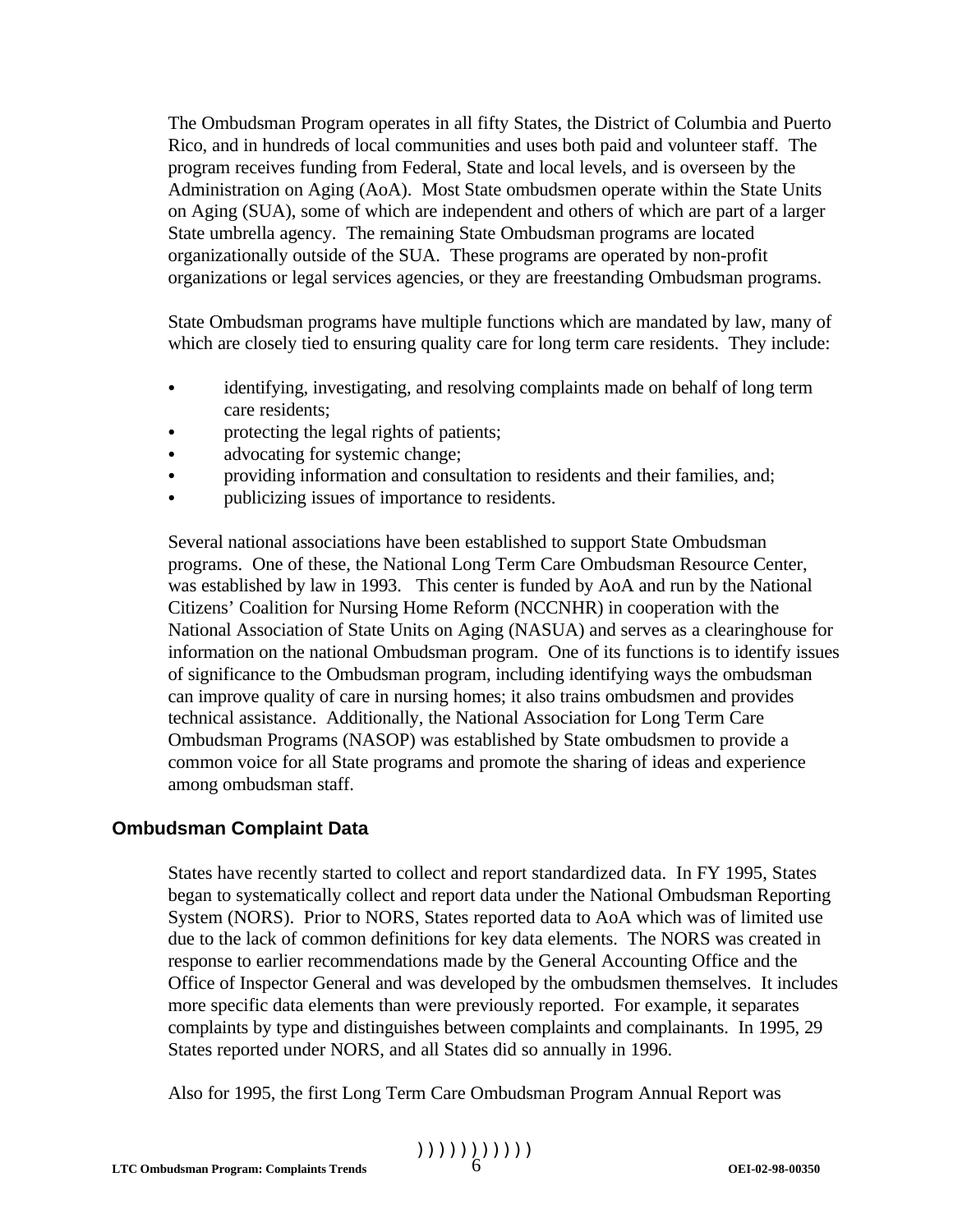The Ombudsman Program operates in all fifty States, the District of Columbia and Puerto Rico, and in hundreds of local communities and uses both paid and volunteer staff. The program receives funding from Federal, State and local levels, and is overseen by the Administration on Aging (AoA). Most State ombudsmen operate within the State Units on Aging (SUA), some of which are independent and others of which are part of a larger State umbrella agency. The remaining State Ombudsman programs are located organizationally outside of the SUA. These programs are operated by non-profit organizations or legal services agencies, or they are freestanding Ombudsman programs.

State Ombudsman programs have multiple functions which are mandated by law, many of which are closely tied to ensuring quality care for long term care residents. They include:

- identifying, investigating, and resolving complaints made on behalf of long term care residents;
- protecting the legal rights of patients;
- advocating for systemic change;
- providing information and consultation to residents and their families, and;
- publicizing issues of importance to residents.

Several national associations have been established to support State Ombudsman programs. One of these, the National Long Term Care Ombudsman Resource Center, was established by law in 1993. This center is funded by AoA and run by the National Citizens' Coalition for Nursing Home Reform (NCCNHR) in cooperation with the National Association of State Units on Aging (NASUA) and serves as a clearinghouse for information on the national Ombudsman program. One of its functions is to identify issues of significance to the Ombudsman program, including identifying ways the ombudsman can improve quality of care in nursing homes; it also trains ombudsmen and provides technical assistance. Additionally, the National Association for Long Term Care Ombudsman Programs (NASOP) was established by State ombudsmen to provide a common voice for all State programs and promote the sharing of ideas and experience among ombudsman staff.

## Ombudsman Complaint Data

States have recently started to collect and report standardized data. In FY 1995, States began to systematically collect and report data under the National Ombudsman Reporting System (NORS). Prior to NORS, States reported data to AoA which was of limited use due to the lack of common definitions for key data elements. The NORS was created in response to earlier recommendations made by the General Accounting Office and the Office of Inspector General and was developed by the ombudsmen themselves. It includes more specific data elements than were previously reported. For example, it separates complaints by type and distinguishes between complaints and complainants. In 1995, 29 States reported under NORS, and all States did so annually in 1996.

Also for 1995, the first Long Term Care Ombudsman Program Annual Report was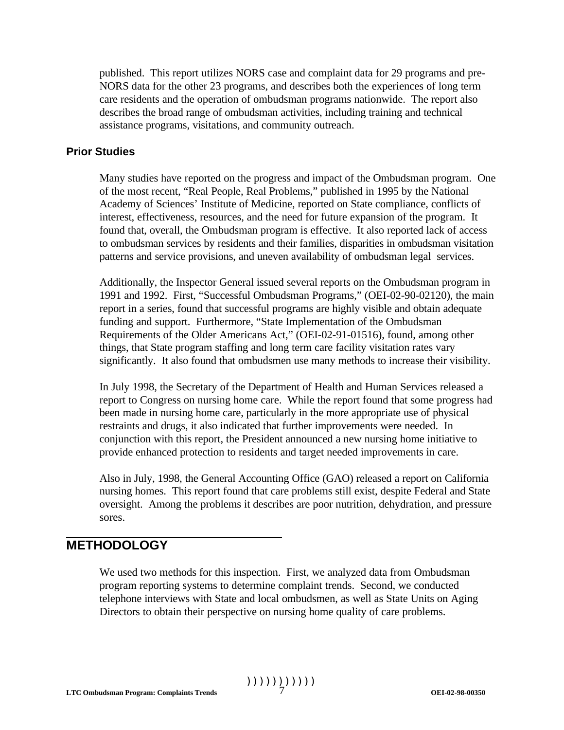published. This report utilizes NORS case and complaint data for 29 programs and pre-NORS data for the other 23 programs, and describes both the experiences of long term care residents and the operation of ombudsman programs nationwide. The report also describes the broad range of ombudsman activities, including training and technical assistance programs, visitations, and community outreach.

### Prior Studies

Many studies have reported on the progress and impact of the Ombudsman program. One of the most recent, "Real People, Real Problems," published in 1995 by the National Academy of Sciences' Institute of Medicine, reported on State compliance, conflicts of interest, effectiveness, resources, and the need for future expansion of the program. It found that, overall, the Ombudsman program is effective. It also reported lack of access to ombudsman services by residents and their families, disparities in ombudsman visitation patterns and service provisions, and uneven availability of ombudsman legal services.

Additionally, the Inspector General issued several reports on the Ombudsman program in 1991 and 1992. First, "Successful Ombudsman Programs," (OEI-02-90-02120), the main report in a series, found that successful programs are highly visible and obtain adequate funding and support. Furthermore, "State Implementation of the Ombudsman Requirements of the Older Americans Act," (OEI-02-91-01516), found, among other things, that State program staffing and long term care facility visitation rates vary significantly. It also found that ombudsmen use many methods to increase their visibility.

In July 1998, the Secretary of the Department of Health and Human Services released a report to Congress on nursing home care. While the report found that some progress had been made in nursing home care, particularly in the more appropriate use of physical restraints and drugs, it also indicated that further improvements were needed. In conjunction with this report, the President announced a new nursing home initiative to provide enhanced protection to residents and target needed improvements in care.

Also in July, 1998, the General Accounting Office (GAO) released a report on California nursing homes. This report found that care problems still exist, despite Federal and State oversight. Among the problems it describes are poor nutrition, dehydration, and pressure sores.

## METHODOLOGY

We used two methods for this inspection. First, we analyzed data from Ombudsman program reporting systems to determine complaint trends. Second, we conducted telephone interviews with State and local ombudsmen, as well as State Units on Aging Directors to obtain their perspective on nursing home quality of care problems.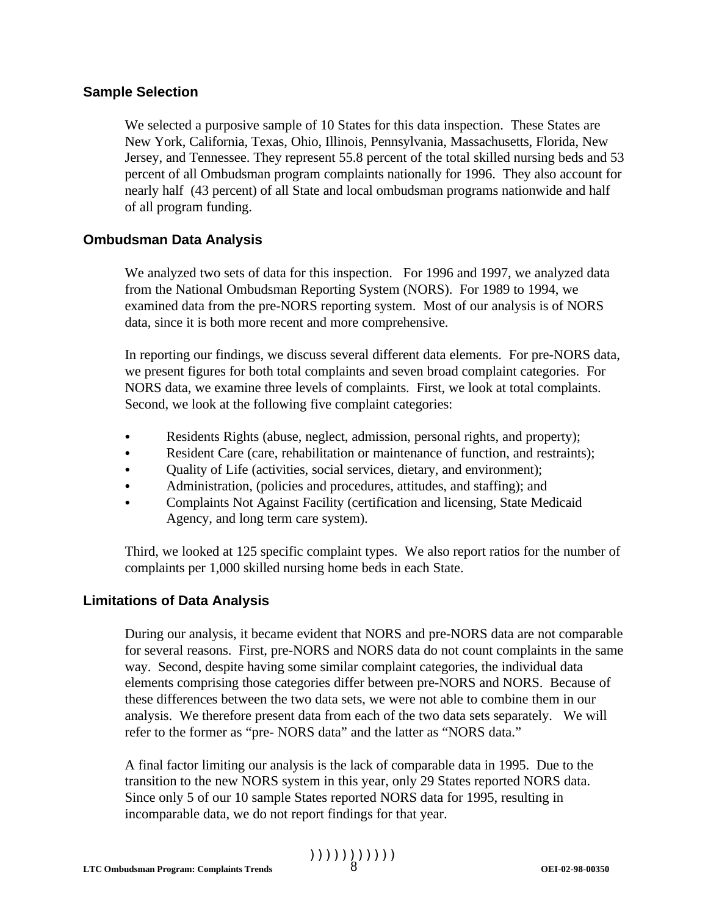## Sample Selection

We selected a purposive sample of 10 States for this data inspection. These States are New York, California, Texas, Ohio, Illinois, Pennsylvania, Massachusetts, Florida, New Jersey, and Tennessee. They represent 55.8 percent of the total skilled nursing beds and 53 percent of all Ombudsman program complaints nationally for 1996. They also account for nearly half (43 percent) of all State and local ombudsman programs nationwide and half of all program funding.

## Ombudsman Data Analysis

We analyzed two sets of data for this inspection. For 1996 and 1997, we analyzed data from the National Ombudsman Reporting System (NORS). For 1989 to 1994, we examined data from the pre-NORS reporting system. Most of our analysis is of NORS data, since it is both more recent and more comprehensive.

In reporting our findings, we discuss several different data elements. For pre-NORS data, we present figures for both total complaints and seven broad complaint categories. For NORS data, we examine three levels of complaints. First, we look at total complaints. Second, we look at the following five complaint categories:

- Residents Rights (abuse, neglect, admission, personal rights, and property);
- Resident Care (care, rehabilitation or maintenance of function, and restraints);
- Quality of Life (activities, social services, dietary, and environment);
- Administration, (policies and procedures, attitudes, and staffing); and
- Complaints Not Against Facility (certification and licensing, State Medicaid Agency, and long term care system).

Third, we looked at 125 specific complaint types. We also report ratios for the number of complaints per 1,000 skilled nursing home beds in each State.

## Limitations of Data Analysis

During our analysis, it became evident that NORS and pre-NORS data are not comparable for several reasons. First, pre-NORS and NORS data do not count complaints in the same way. Second, despite having some similar complaint categories, the individual data elements comprising those categories differ between pre-NORS and NORS. Because of these differences between the two data sets, we were not able to combine them in our analysis. We therefore present data from each of the two data sets separately. We will refer to the former as "pre- NORS data" and the latter as "NORS data."

A final factor limiting our analysis is the lack of comparable data in 1995. Due to the transition to the new NORS system in this year, only 29 States reported NORS data. Since only 5 of our 10 sample States reported NORS data for 1995, resulting in incomparable data, we do not report findings for that year.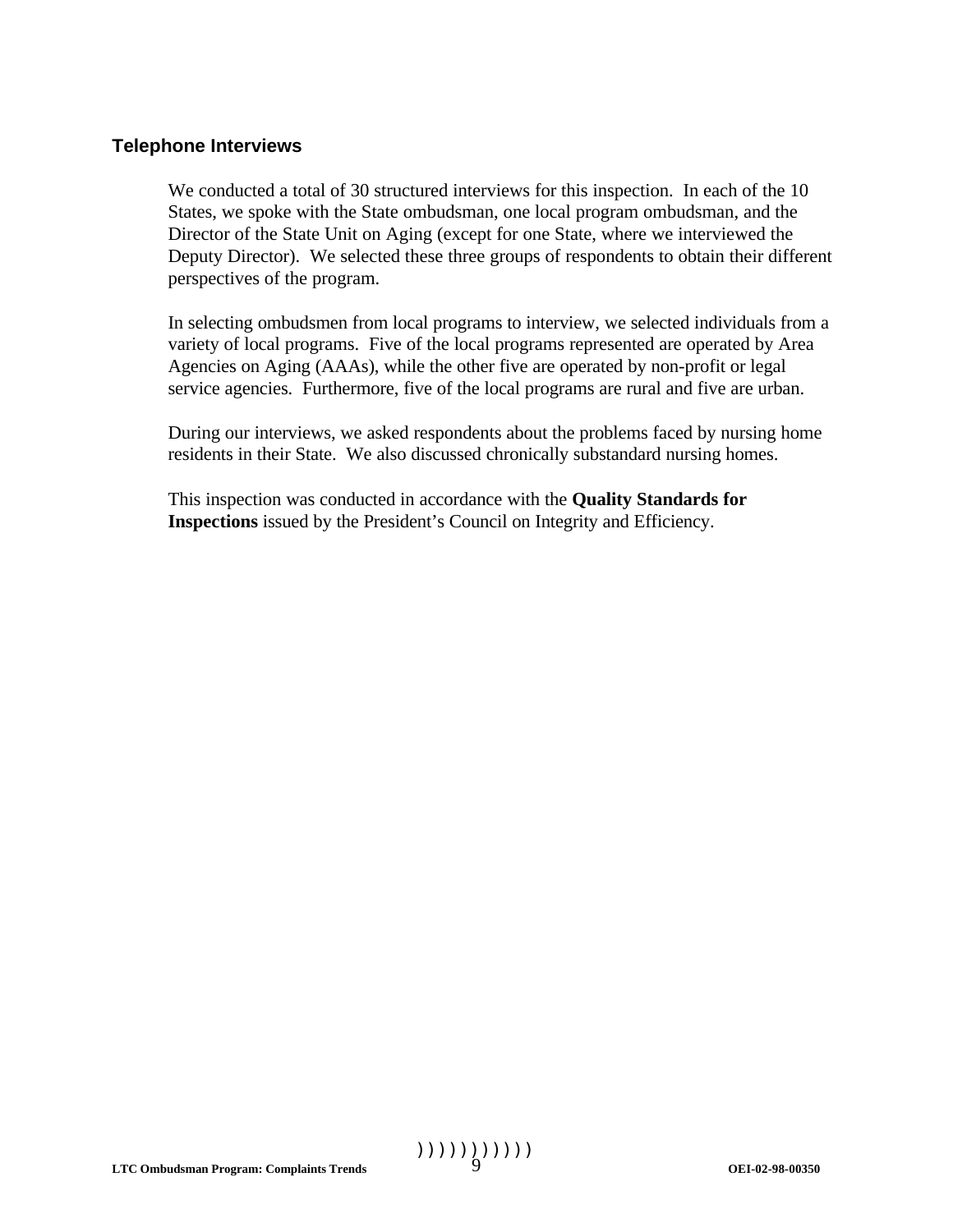### Telephone Interviews

We conducted a total of 30 structured interviews for this inspection. In each of the 10 States, we spoke with the State ombudsman, one local program ombudsman, and the Director of the State Unit on Aging (except for one State, where we interviewed the Deputy Director). We selected these three groups of respondents to obtain their different perspectives of the program.

In selecting ombudsmen from local programs to interview, we selected individuals from a variety of local programs. Five of the local programs represented are operated by Area Agencies on Aging (AAAs), while the other five are operated by non-profit or legal service agencies. Furthermore, five of the local programs are rural and five are urban.

During our interviews, we asked respondents about the problems faced by nursing home residents in their State. We also discussed chronically substandard nursing homes.

This inspection was conducted in accordance with the **Quality Standards for Inspections** issued by the President's Council on Integrity and Efficiency.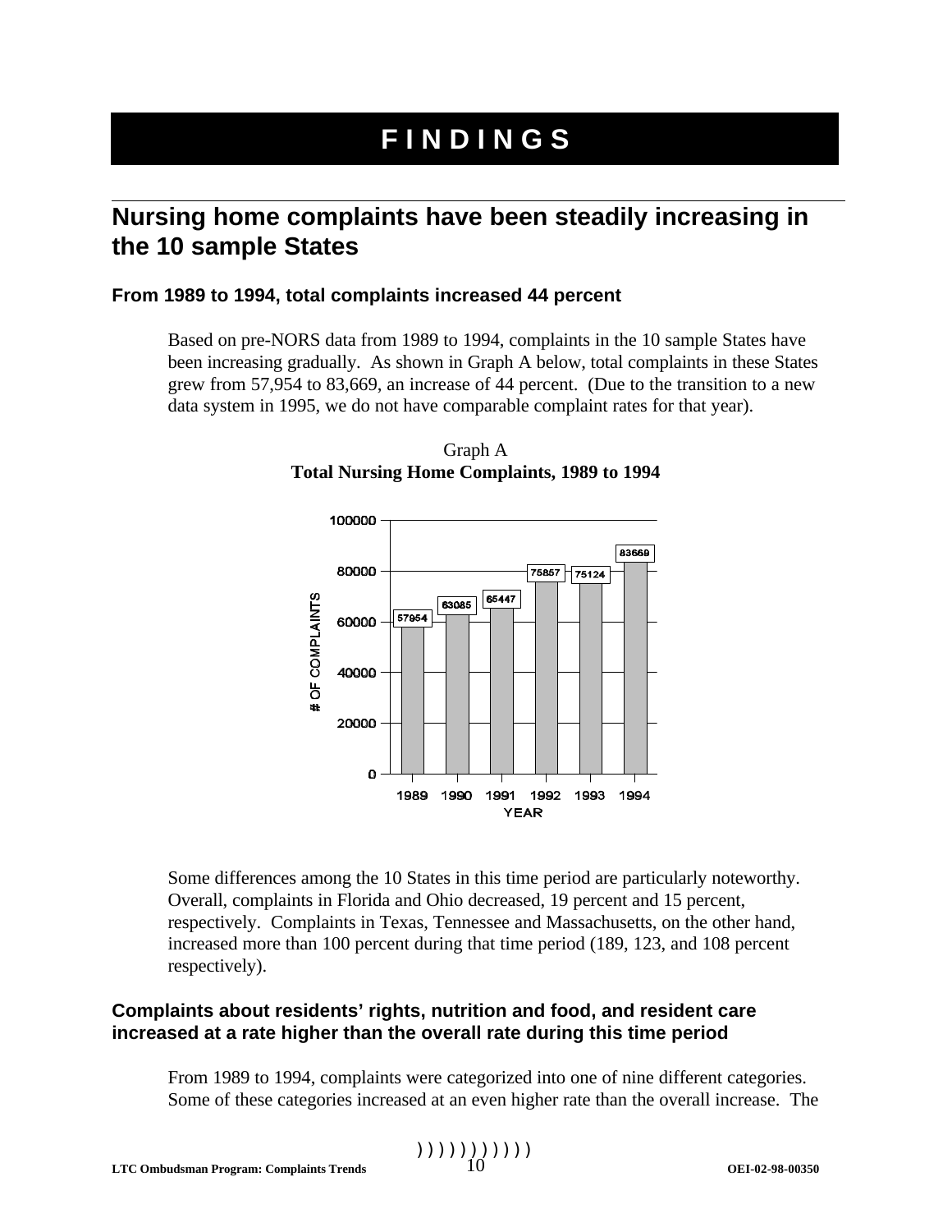# FINDINGS

## Nursing home complaints have been steadily increasing in the 10 sample States

### From 1989 to 1994, total complaints increased 44 percent

Based on pre-NORS data from 1989 to 1994, complaints in the 10 sample States have been increasing gradually. As shown in Graph A below, total complaints in these States grew from 57,954 to 83,669, an increase of 44 percent. (Due to the transition to a new data system in 1995, we do not have comparable complaint rates for that year).

Graph A
**Total Nursing Home Complaints, 1989 to 1994**

| YEAR | # OF COMPLAINTS |
|---|---|
| 1989 | 57954 |
| 1990 | 63085 |
| 1991 | 65447 |
| 1992 | 75857 |
| 1993 | 75124 |
| 1994 | 83669 |

Some differences among the 10 States in this time period are particularly noteworthy. Overall, complaints in Florida and Ohio decreased, 19 percent and 15 percent, respectively. Complaints in Texas, Tennessee and Massachusetts, on the other hand, increased more than 100 percent during that time period (189, 123, and 108 percent respectively).

### Complaints about residents' rights, nutrition and food, and resident care increased at a rate higher than the overall rate during this time period

From 1989 to 1994, complaints were categorized into one of nine different categories. Some of these categories increased at an even higher rate than the overall increase. The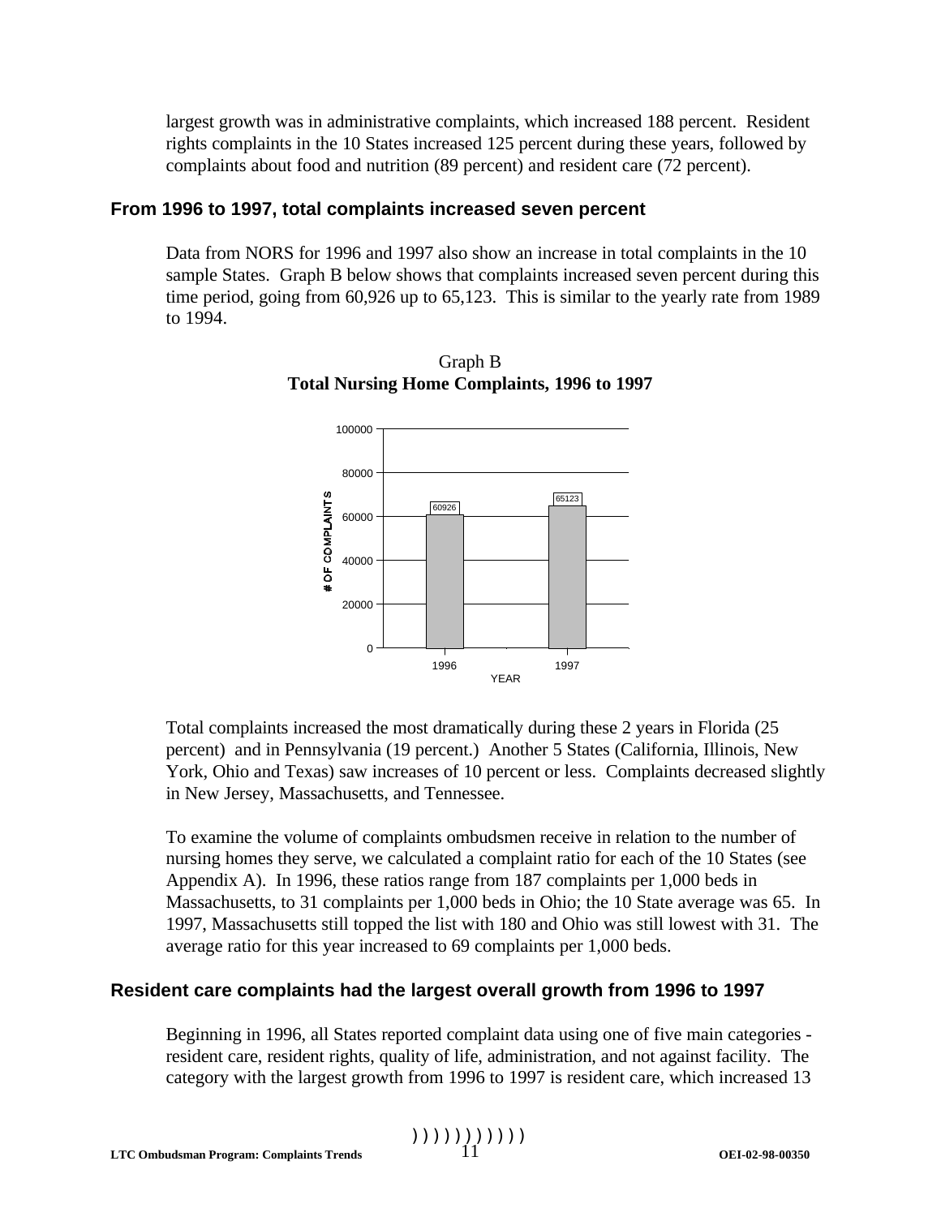largest growth was in administrative complaints, which increased 188 percent. Resident rights complaints in the 10 States increased 125 percent during these years, followed by complaints about food and nutrition (89 percent) and resident care (72 percent).

### From 1996 to 1997, total complaints increased seven percent

Data from NORS for 1996 and 1997 also show an increase in total complaints in the 10 sample States. Graph B below shows that complaints increased seven percent during this time period, going from 60,926 up to 65,123. This is similar to the yearly rate from 1989 to 1994.

Graph B
**Total Nursing Home Complaints, 1996 to 1997**

| YEAR | # OF COMPLAINTS |
|---|---|
| 1996 | 60926 |
| 1997 | 65123 |

Total complaints increased the most dramatically during these 2 years in Florida (25 percent) and in Pennsylvania (19 percent.) Another 5 States (California, Illinois, New York, Ohio and Texas) saw increases of 10 percent or less. Complaints decreased slightly in New Jersey, Massachusetts, and Tennessee.

To examine the volume of complaints ombudsmen receive in relation to the number of nursing homes they serve, we calculated a complaint ratio for each of the 10 States (see Appendix A). In 1996, these ratios range from 187 complaints per 1,000 beds in Massachusetts, to 31 complaints per 1,000 beds in Ohio; the 10 State average was 65. In 1997, Massachusetts still topped the list with 180 and Ohio was still lowest with 31. The average ratio for this year increased to 69 complaints per 1,000 beds.

### Resident care complaints had the largest overall growth from 1996 to 1997

Beginning in 1996, all States reported complaint data using one of five main categories - resident care, resident rights, quality of life, administration, and not against facility. The category with the largest growth from 1996 to 1997 is resident care, which increased 13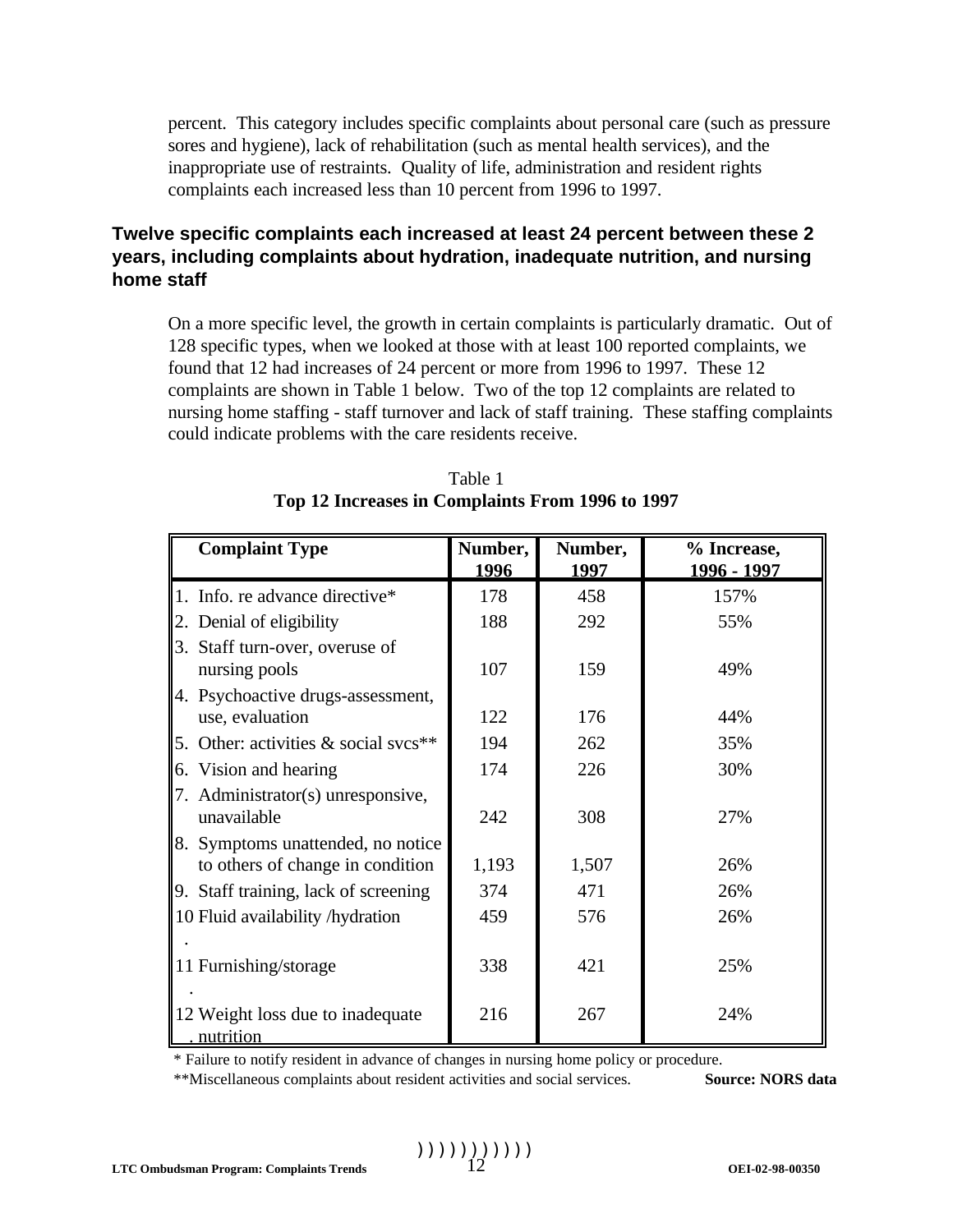percent. This category includes specific complaints about personal care (such as pressure sores and hygiene), lack of rehabilitation (such as mental health services), and the inappropriate use of restraints. Quality of life, administration and resident rights complaints each increased less than 10 percent from 1996 to 1997.

### Twelve specific complaints each increased at least 24 percent between these 2 years, including complaints about hydration, inadequate nutrition, and nursing home staff

On a more specific level, the growth in certain complaints is particularly dramatic. Out of 128 specific types, when we looked at those with at least 100 reported complaints, we found that 12 had increases of 24 percent or more from 1996 to 1997. These 12 complaints are shown in Table 1 below. Two of the top 12 complaints are related to nursing home staffing - staff turnover and lack of staff training. These staffing complaints could indicate problems with the care residents receive.

Table 1
**Top 12 Increases in Complaints From 1996 to 1997**

| Complaint Type | Number, 1996 | Number, 1997 | % Increase, 1996 - 1997 |
|---|---|---|---|
| 1. Info. re advance directive* | 178 | 458 | 157% |
| 2. Denial of eligibility | 188 | 292 | 55% |
| 3. Staff turn-over, overuse of nursing pools | 107 | 159 | 49% |
| 4. Psychoactive drugs-assessment, use, evaluation | 122 | 176 | 44% |
| 5. Other: activities & social svcs** | 194 | 262 | 35% |
| 6. Vision and hearing | 174 | 226 | 30% |
| 7. Administrator(s) unresponsive, unavailable | 242 | 308 | 27% |
| 8. Symptoms unattended, no notice to others of change in condition | 1,193 | 1,507 | 26% |
| 9. Staff training, lack of screening | 374 | 471 | 26% |
| 10. Fluid availability /hydration | 459 | 576 | 26% |
| 11. Furnishing/storage | 338 | 421 | 25% |
| 12. Weight loss due to inadequate nutrition | 216 | 267 | 24% |

\* Failure to notify resident in advance of changes in nursing home policy or procedure.
**Miscellaneous complaints about resident activities and social services.

**Source: NORS data**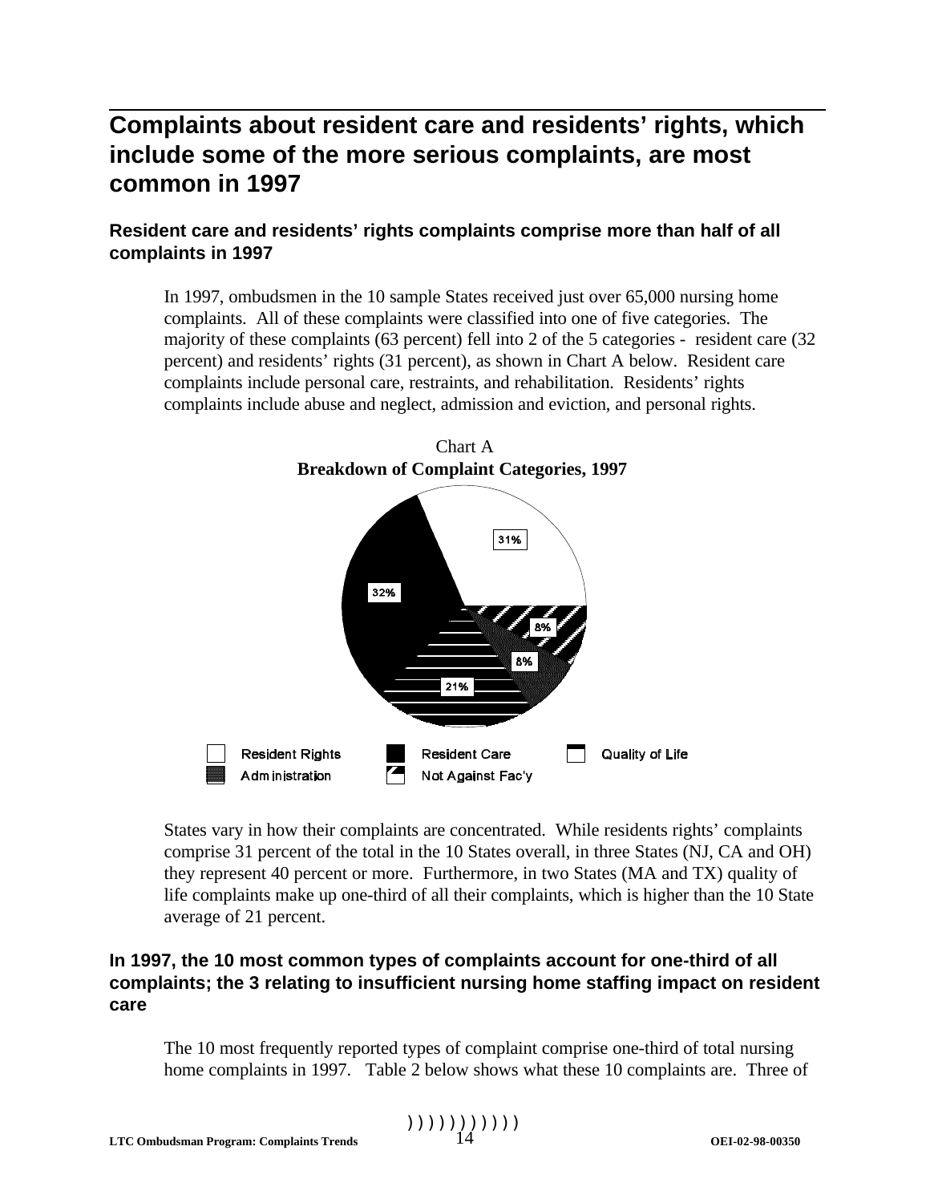## Complaints about resident care and residents' rights, which include some of the more serious complaints, are most common in 1997

### Resident care and residents' rights complaints comprise more than half of all complaints in 1997

In 1997, ombudsmen in the 10 sample States received just over 65,000 nursing home complaints. All of these complaints were classified into one of five categories. The majority of these complaints (63 percent) fell into 2 of the 5 categories - resident care (32 percent) and residents' rights (31 percent), as shown in Chart A below. Resident care complaints include personal care, restraints, and rehabilitation. Residents' rights complaints include abuse and neglect, admission and eviction, and personal rights.

Chart A
**Breakdown of Complaint Categories, 1997**

| Category | Percent |
|---|---|
| Resident Rights | 31% |
| Resident Care | 32% |
| Quality of Life | 21% |
| Administration | 8% |
| Not Against Fac'y | 8% |

States vary in how their complaints are concentrated. While residents rights' complaints comprise 31 percent of the total in the 10 States overall, in three States (NJ, CA and OH) they represent 40 percent or more. Furthermore, in two States (MA and TX) quality of life complaints make up one-third of all their complaints, which is higher than the 10 State average of 21 percent.

### In 1997, the 10 most common types of complaints account for one-third of all complaints; the 3 relating to insufficient nursing home staffing impact on resident care

The 10 most frequently reported types of complaint comprise one-third of total nursing home complaints in 1997. Table 2 below shows what these 10 complaints are. Three of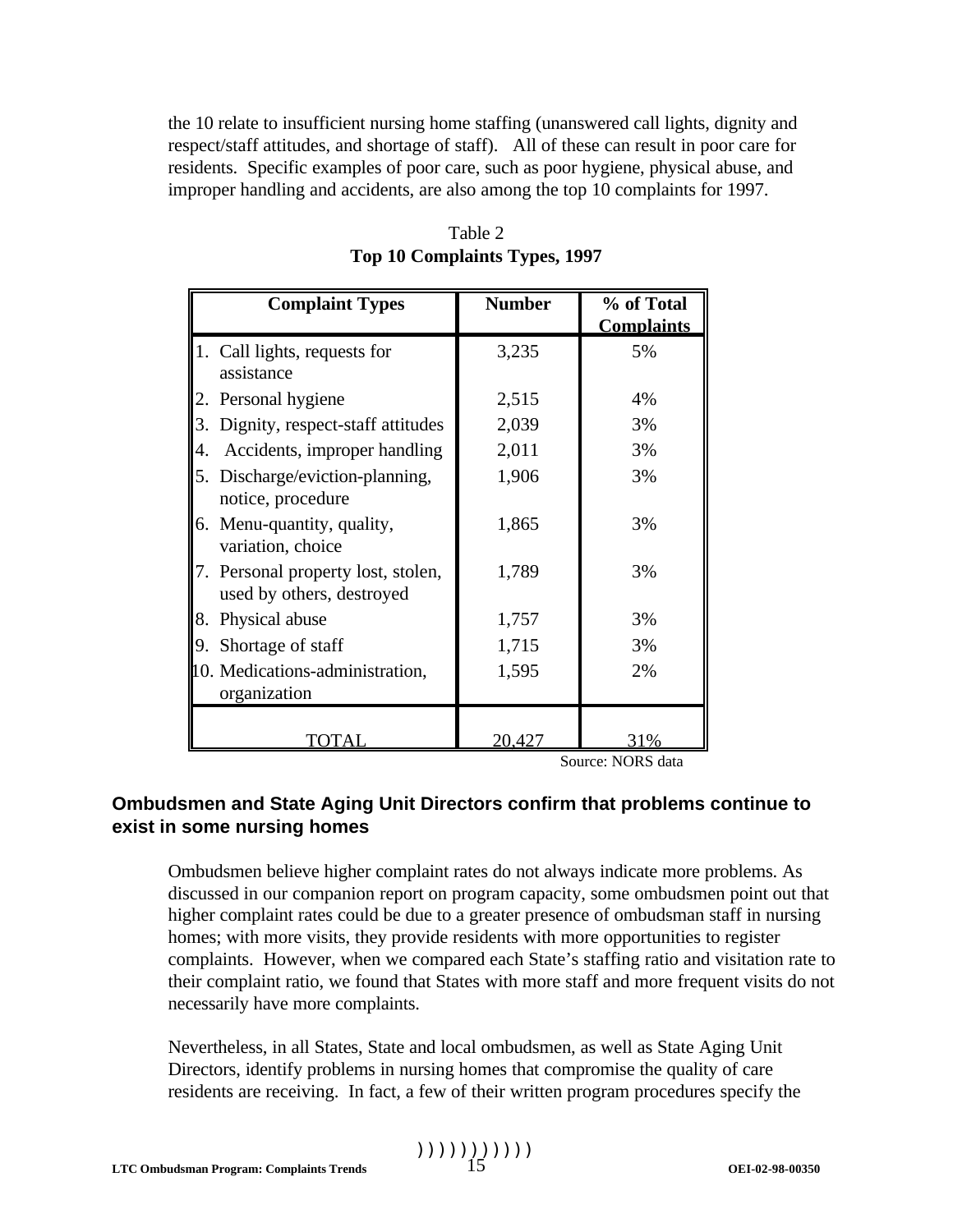the 10 relate to insufficient nursing home staffing (unanswered call lights, dignity and respect/staff attitudes, and shortage of staff). All of these can result in poor care for residents. Specific examples of poor care, such as poor hygiene, physical abuse, and improper handling and accidents, are also among the top 10 complaints for 1997.

Table 2
**Top 10 Complaints Types, 1997**

| Complaint Types | Number | % of Total Complaints |
|---|---|---|
| 1. Call lights, requests for assistance | 3,235 | 5% |
| 2. Personal hygiene | 2,515 | 4% |
| 3. Dignity, respect-staff attitudes | 2,039 | 3% |
| 4. Accidents, improper handling | 2,011 | 3% |
| 5. Discharge/eviction-planning, notice, procedure | 1,906 | 3% |
| 6. Menu-quantity, quality, variation, choice | 1,865 | 3% |
| 7. Personal property lost, stolen, used by others, destroyed | 1,789 | 3% |
| 8. Physical abuse | 1,757 | 3% |
| 9. Shortage of staff | 1,715 | 3% |
| 10. Medications-administration, organization | 1,595 | 2% |
| TOTAL | 20,427 | 31% |

Source: NORS data

## Ombudsmen and State Aging Unit Directors confirm that problems continue to exist in some nursing homes

Ombudsmen believe higher complaint rates do not always indicate more problems. As discussed in our companion report on program capacity, some ombudsmen point out that higher complaint rates could be due to a greater presence of ombudsman staff in nursing homes; with more visits, they provide residents with more opportunities to register complaints. However, when we compared each State's staffing ratio and visitation rate to their complaint ratio, we found that States with more staff and more frequent visits do not necessarily have more complaints.

Nevertheless, in all States, State and local ombudsmen, as well as State Aging Unit Directors, identify problems in nursing homes that compromise the quality of care residents are receiving. In fact, a few of their written program procedures specify the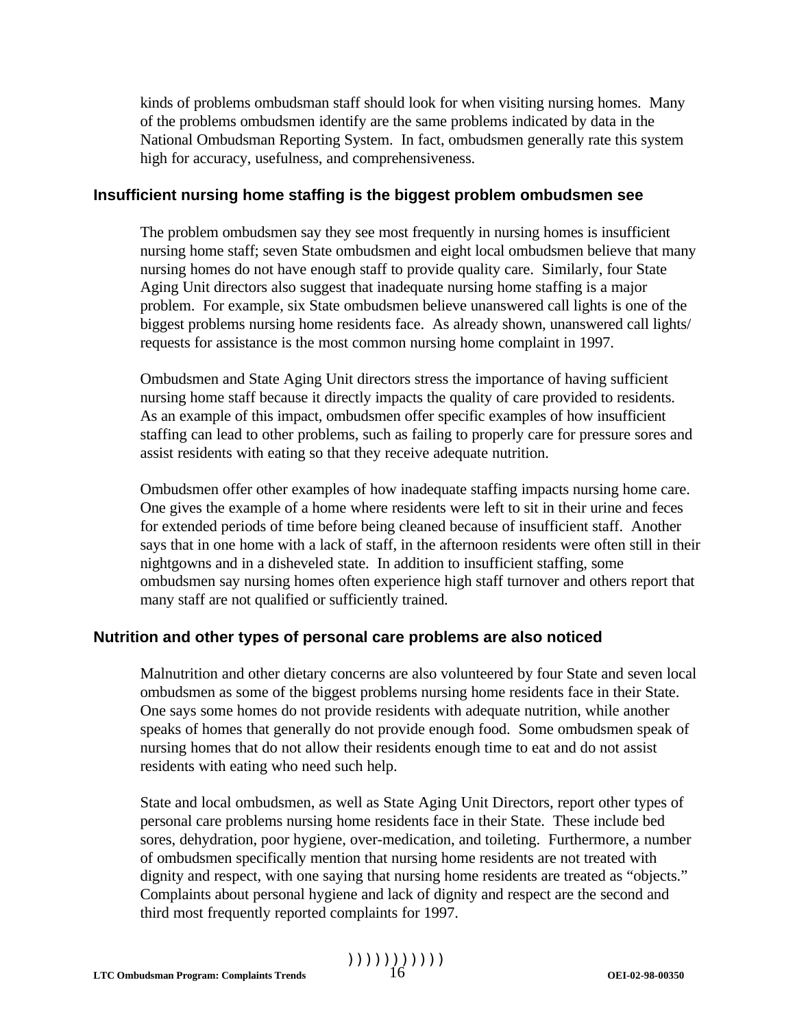kinds of problems ombudsman staff should look for when visiting nursing homes. Many of the problems ombudsmen identify are the same problems indicated by data in the National Ombudsman Reporting System. In fact, ombudsmen generally rate this system high for accuracy, usefulness, and comprehensiveness.

### Insufficient nursing home staffing is the biggest problem ombudsmen see

The problem ombudsmen say they see most frequently in nursing homes is insufficient nursing home staff; seven State ombudsmen and eight local ombudsmen believe that many nursing homes do not have enough staff to provide quality care. Similarly, four State Aging Unit directors also suggest that inadequate nursing home staffing is a major problem. For example, six State ombudsmen believe unanswered call lights is one of the biggest problems nursing home residents face. As already shown, unanswered call lights/ requests for assistance is the most common nursing home complaint in 1997.

Ombudsmen and State Aging Unit directors stress the importance of having sufficient nursing home staff because it directly impacts the quality of care provided to residents. As an example of this impact, ombudsmen offer specific examples of how insufficient staffing can lead to other problems, such as failing to properly care for pressure sores and assist residents with eating so that they receive adequate nutrition.

Ombudsmen offer other examples of how inadequate staffing impacts nursing home care. One gives the example of a home where residents were left to sit in their urine and feces for extended periods of time before being cleaned because of insufficient staff. Another says that in one home with a lack of staff, in the afternoon residents were often still in their nightgowns and in a disheveled state. In addition to insufficient staffing, some ombudsmen say nursing homes often experience high staff turnover and others report that many staff are not qualified or sufficiently trained.

### Nutrition and other types of personal care problems are also noticed

Malnutrition and other dietary concerns are also volunteered by four State and seven local ombudsmen as some of the biggest problems nursing home residents face in their State. One says some homes do not provide residents with adequate nutrition, while another speaks of homes that generally do not provide enough food. Some ombudsmen speak of nursing homes that do not allow their residents enough time to eat and do not assist residents with eating who need such help.

State and local ombudsmen, as well as State Aging Unit Directors, report other types of personal care problems nursing home residents face in their State. These include bed sores, dehydration, poor hygiene, over-medication, and toileting. Furthermore, a number of ombudsmen specifically mention that nursing home residents are not treated with dignity and respect, with one saying that nursing home residents are treated as "objects." Complaints about personal hygiene and lack of dignity and respect are the second and third most frequently reported complaints for 1997.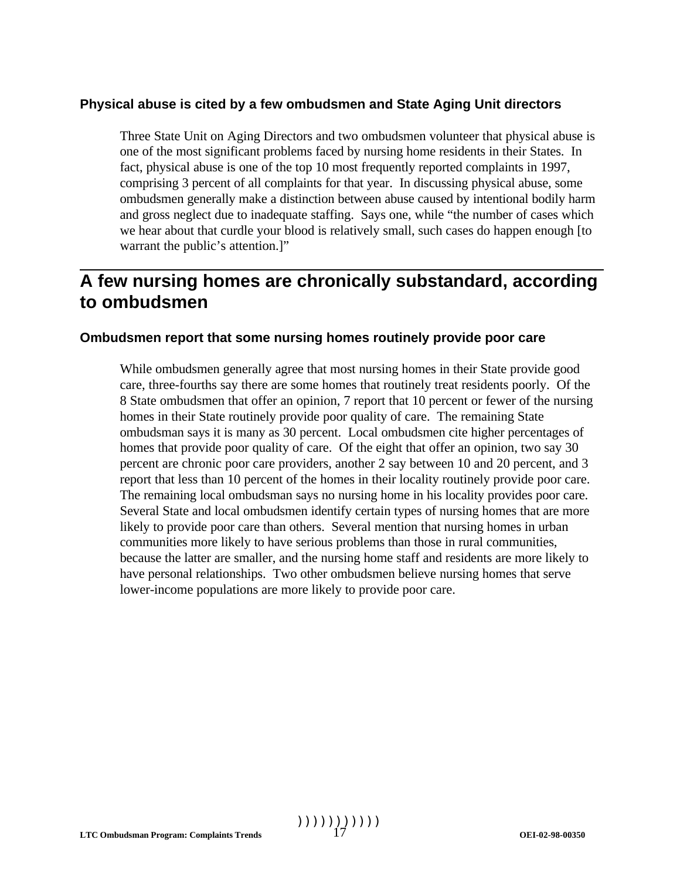### Physical abuse is cited by a few ombudsmen and State Aging Unit directors

Three State Unit on Aging Directors and two ombudsmen volunteer that physical abuse is one of the most significant problems faced by nursing home residents in their States. In fact, physical abuse is one of the top 10 most frequently reported complaints in 1997, comprising 3 percent of all complaints for that year. In discussing physical abuse, some ombudsmen generally make a distinction between abuse caused by intentional bodily harm and gross neglect due to inadequate staffing. Says one, while "the number of cases which we hear about that curdle your blood is relatively small, such cases do happen enough [to warrant the public's attention.]"

## A few nursing homes are chronically substandard, according to ombudsmen

### Ombudsmen report that some nursing homes routinely provide poor care

While ombudsmen generally agree that most nursing homes in their State provide good care, three-fourths say there are some homes that routinely treat residents poorly. Of the 8 State ombudsmen that offer an opinion, 7 report that 10 percent or fewer of the nursing homes in their State routinely provide poor quality of care. The remaining State ombudsman says it is many as 30 percent. Local ombudsmen cite higher percentages of homes that provide poor quality of care. Of the eight that offer an opinion, two say 30 percent are chronic poor care providers, another 2 say between 10 and 20 percent, and 3 report that less than 10 percent of the homes in their locality routinely provide poor care. The remaining local ombudsman says no nursing home in his locality provides poor care. Several State and local ombudsmen identify certain types of nursing homes that are more likely to provide poor care than others. Several mention that nursing homes in urban communities more likely to have serious problems than those in rural communities, because the latter are smaller, and the nursing home staff and residents are more likely to have personal relationships. Two other ombudsmen believe nursing homes that serve lower-income populations are more likely to provide poor care.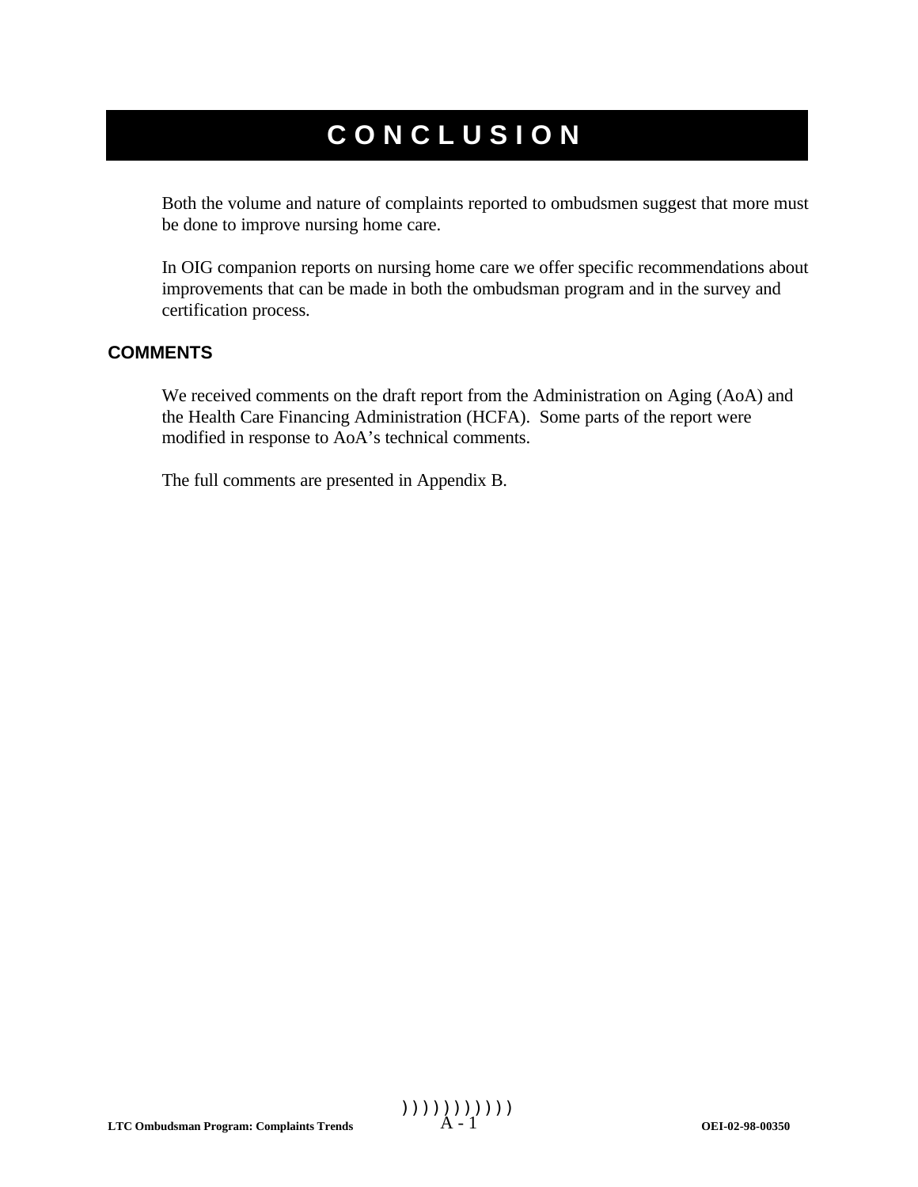# CONCLUSION

Both the volume and nature of complaints reported to ombudsmen suggest that more must be done to improve nursing home care.

In OIG companion reports on nursing home care we offer specific recommendations about improvements that can be made in both the ombudsman program and in the survey and certification process.

## COMMENTS

We received comments on the draft report from the Administration on Aging (AoA) and the Health Care Financing Administration (HCFA). Some parts of the report were modified in response to AoA's technical comments.

The full comments are presented in Appendix B.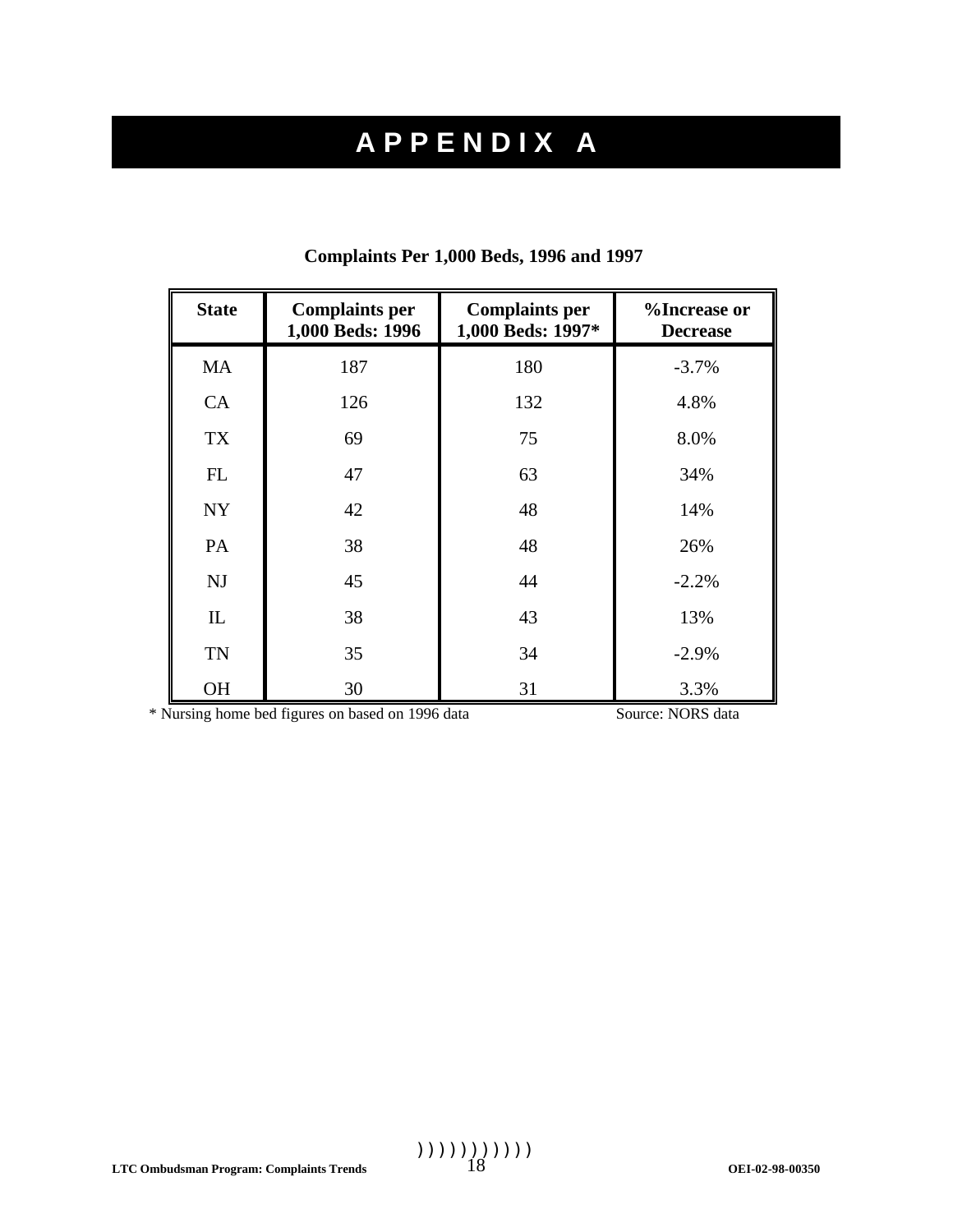# APPENDIX A

**Complaints Per 1,000 Beds, 1996 and 1997**

| State | Complaints per 1,000 Beds: 1996 | Complaints per 1,000 Beds: 1997* | %Increase or Decrease |
|---|---|---|---|
| MA | 187 | 180 | -3.7% |
| CA | 126 | 132 | 4.8% |
| TX | 69 | 75 | 8.0% |
| FL | 47 | 63 | 34% |
| NY | 42 | 48 | 14% |
| PA | 38 | 48 | 26% |
| NJ | 45 | 44 | -2.2% |
| IL | 38 | 43 | 13% |
| TN | 35 | 34 | -2.9% |
| OH | 30 | 31 | 3.3% |

* Nursing home bed figures on based on 1996 data

Source: NORS data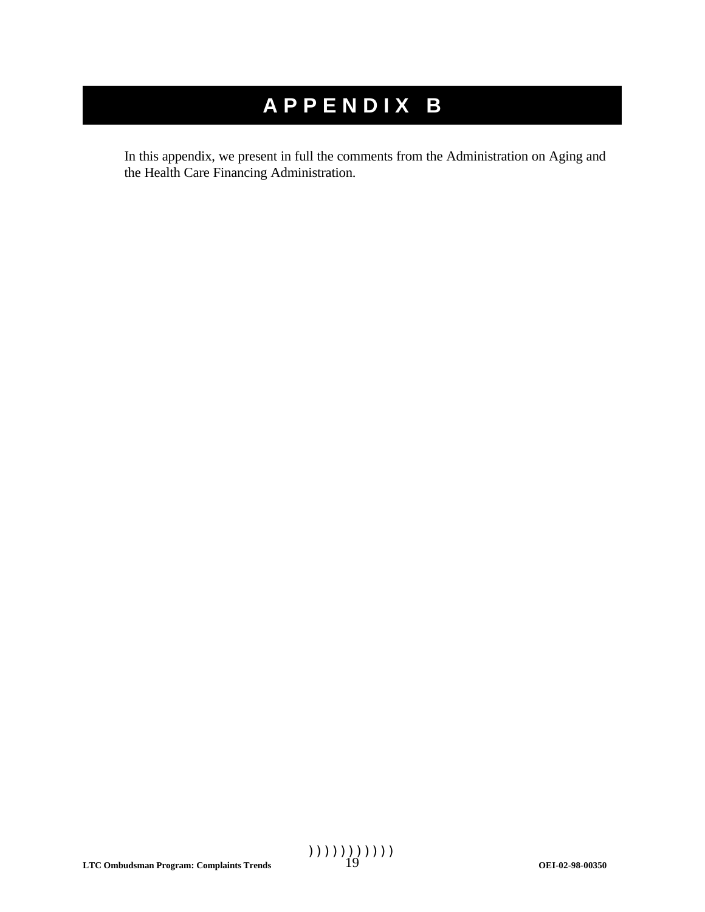# APPENDIX B

In this appendix, we present in full the comments from the Administration on Aging and the Health Care Financing Administration.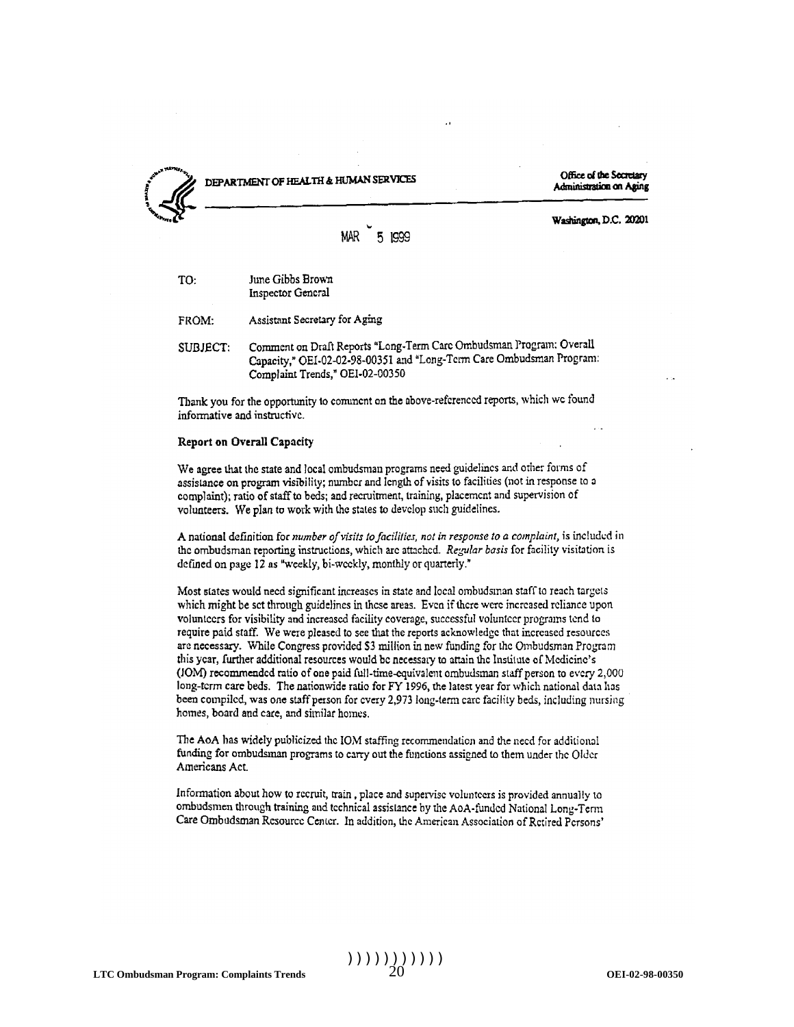DEPARTMENT OF HEALTH & HUMAN SERVICES

Office of the Secretary
Administration on Aging

Washington, D.C. 20201

MAR 5 1999

TO: June Gibbs Brown
Inspector General

FROM: Assistant Secretary for Aging

SUBJECT: Comment on Draft Reports "Long-Term Care Ombudsman Program: Overall Capacity," OEI-02-02-98-00351 and "Long-Term Care Ombudsman Program: Complaint Trends," OEI-02-00350

Thank you for the opportunity to comment on the above-referenced reports, which we found informative and instructive.

**Report on Overall Capacity**

We agree that the state and local ombudsman programs need guidelines and other forms of assistance on program visibility; number and length of visits to facilities (not in response to a complaint); ratio of staff to beds; and recruitment, training, placement and supervision of volunteers. We plan to work with the states to develop such guidelines.

A national definition for *number of visits to facilities, not in response to a complaint*, is included in the ombudsman reporting instructions, which are attached. *Regular basis* for facility visitation is defined on page 12 as "weekly, bi-weekly, monthly or quarterly."

Most states would need significant increases in state and local ombudsman staff to reach targets which might be set through guidelines in these areas. Even if there were increased reliance upon volunteers for visibility and increased facility coverage, successful volunteer programs tend to require paid staff. We were pleased to see that the reports acknowledge that increased resources are necessary. While Congress provided $3 million in new funding for the Ombudsman Program this year, further additional resources would be necessary to attain the Institute of Medicine's (IOM) recommended ratio of one paid full-time-equivalent ombudsman staff person to every 2,000 long-term care beds. The nationwide ratio for FY 1996, the latest year for which national data has been compiled, was one staff person for every 2,973 long-term care facility beds, including nursing homes, board and care, and similar homes.

The AoA has widely publicized the IOM staffing recommendation and the need for additional funding for ombudsman programs to carry out the functions assigned to them under the Older Americans Act.

Information about how to recruit, train , place and supervise volunteers is provided annually to ombudsmen through training and technical assistance by the AoA-funded National Long-Term Care Ombudsman Resource Center. In addition, the American Association of Retired Persons'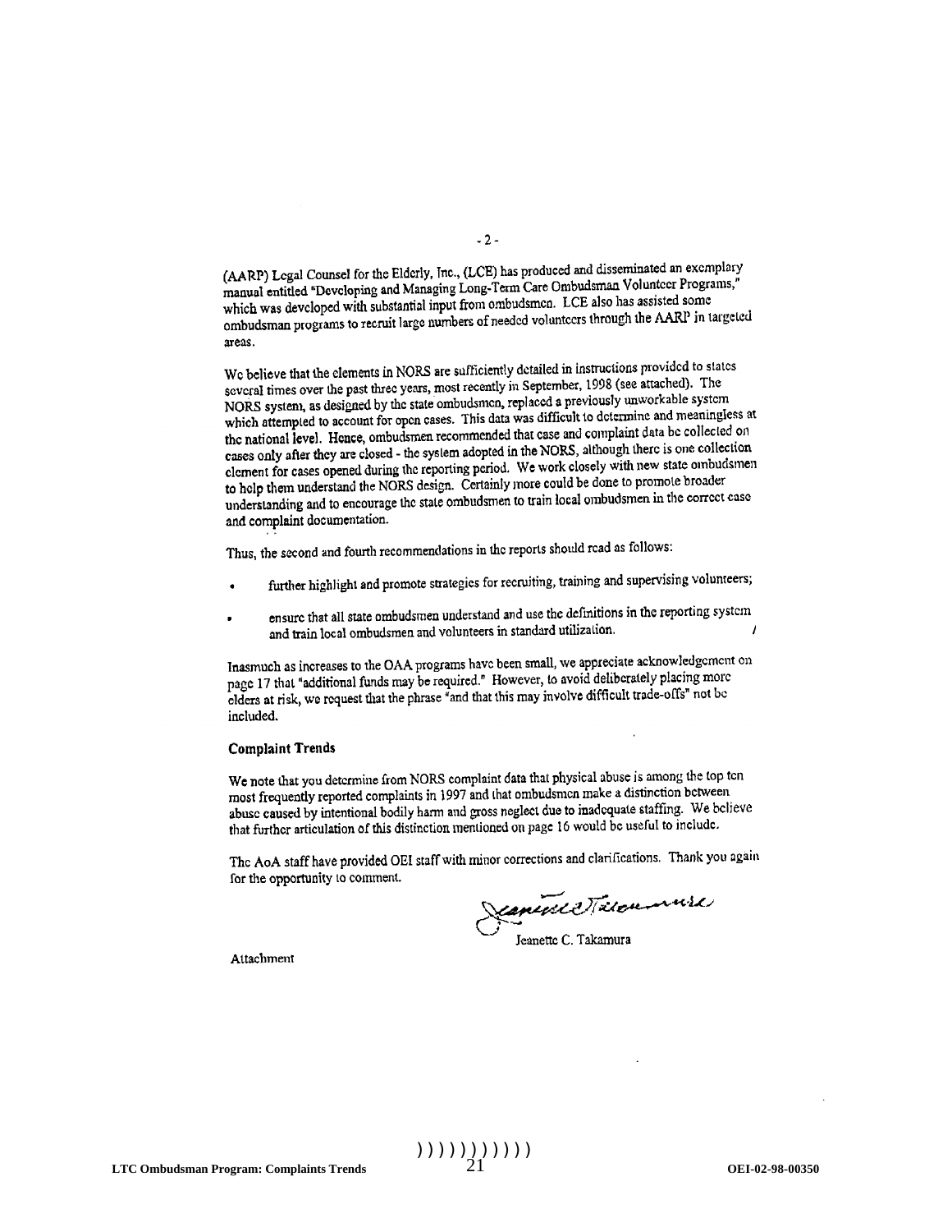(AARP) Legal Counsel for the Elderly, Inc., (LCE) has produced and disseminated an exemplary manual entitled "Developing and Managing Long-Term Care Ombudsman Volunteer Programs," which was developed with substantial input from ombudsmen. LCE also has assisted some ombudsman programs to recruit large numbers of needed volunteers through the AARP in targeted areas.

We believe that the elements in NORS are sufficiently detailed in instructions provided to states several times over the past three years, most recently in September, 1998 (see attached). The NORS system, as designed by the state ombudsmen, replaced a previously unworkable system which attempted to account for open cases. This data was difficult to determine and meaningless at the national level. Hence, ombudsmen recommended that case and complaint data be collected on cases only after they are closed - the system adopted in the NORS, although there is one collection element for cases opened during the reporting period. We work closely with new state ombudsmen to help them understand the NORS design. Certainly more could be done to promote broader understanding and to encourage the state ombudsmen to train local ombudsmen in the correct case and complaint documentation.

Thus, the second and fourth recommendations in the reports should read as follows:

- further highlight and promote strategies for recruiting, training and supervising volunteers;
- ensure that all state ombudsmen understand and use the definitions in the reporting system and train local ombudsmen and volunteers in standard utilization.

Inasmuch as increases to the OAA programs have been small, we appreciate acknowledgement on page 17 that "additional funds may be required." However, to avoid deliberately placing more elders at risk, we request that the phrase "and that this may involve difficult trade-offs" not be included.

**Complaint Trends**

We note that you determine from NORS complaint data that physical abuse is among the top ten most frequently reported complaints in 1997 and that ombudsmen make a distinction between abuse caused by intentional bodily harm and gross neglect due to inadequate staffing. We believe that further articulation of this distinction mentioned on page 16 would be useful to include.

The AoA staff have provided OEI staff with minor corrections and clarifications. Thank you again for the opportunity to comment.

Jeanette C. Takamura

Attachment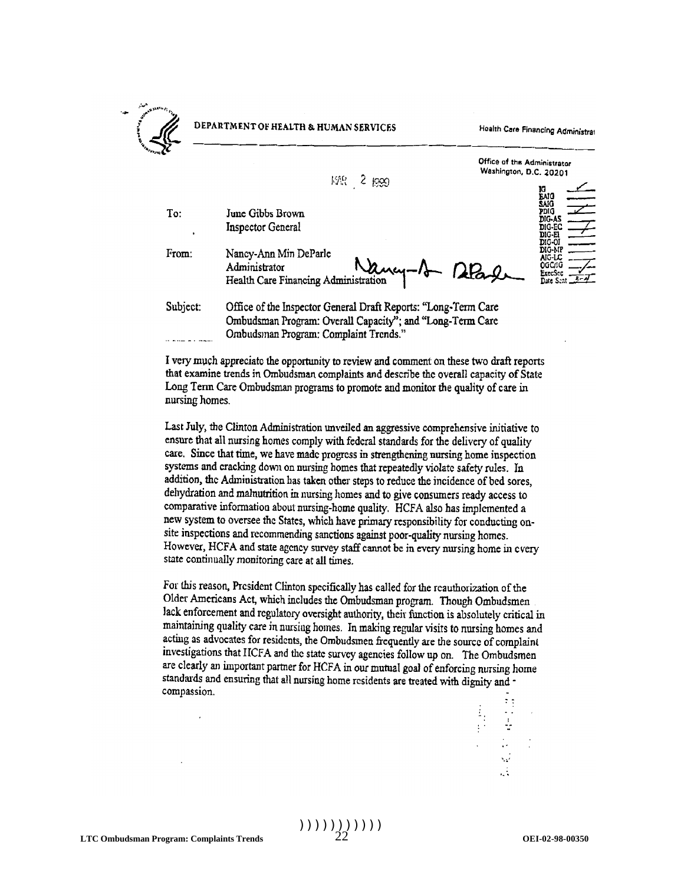DEPARTMENT OF HEALTH & HUMAN SERVICES

Health Care Financing Administration

Office of the Administrator
Washington, D.C. 20201

MAR 2 1999

To: June Gibbs Brown
Inspector General

From: Nancy-Ann Min DeParle
Administrator
Health Care Financing Administration

Subject: Office of the Inspector General Draft Reports: "Long-Term Care Ombudsman Program: Overall Capacity"; and "Long-Term Care Ombudsman Program: Complaint Trends."

I very much appreciate the opportunity to review and comment on these two draft reports that examine trends in Ombudsman complaints and describe the overall capacity of State Long Term Care Ombudsman programs to promote and monitor the quality of care in nursing homes.

Last July, the Clinton Administration unveiled an aggressive comprehensive initiative to ensure that all nursing homes comply with federal standards for the delivery of quality care. Since that time, we have made progress in strengthening nursing home inspection systems and cracking down on nursing homes that repeatedly violate safety rules. In addition, the Administration has taken other steps to reduce the incidence of bed sores, dehydration and malnutrition in nursing homes and to give consumers ready access to comparative information about nursing-home quality. HCFA also has implemented a new system to oversee the States, which have primary responsibility for conducting on-site inspections and recommending sanctions against poor-quality nursing homes. However, HCFA and state agency survey staff cannot be in every nursing home in every state continually monitoring care at all times.

For this reason, President Clinton specifically has called for the reauthorization of the Older Americans Act, which includes the Ombudsman program. Though Ombudsmen lack enforcement and regulatory oversight authority, their function is absolutely critical in maintaining quality care in nursing homes. In making regular visits to nursing homes and acting as advocates for residents, the Ombudsmen frequently are the source of complaint investigations that HCFA and the state survey agencies follow up on. The Ombudsmen are clearly an important partner for HCFA in our mutual goal of enforcing nursing home standards and ensuring that all nursing home residents are treated with dignity and compassion.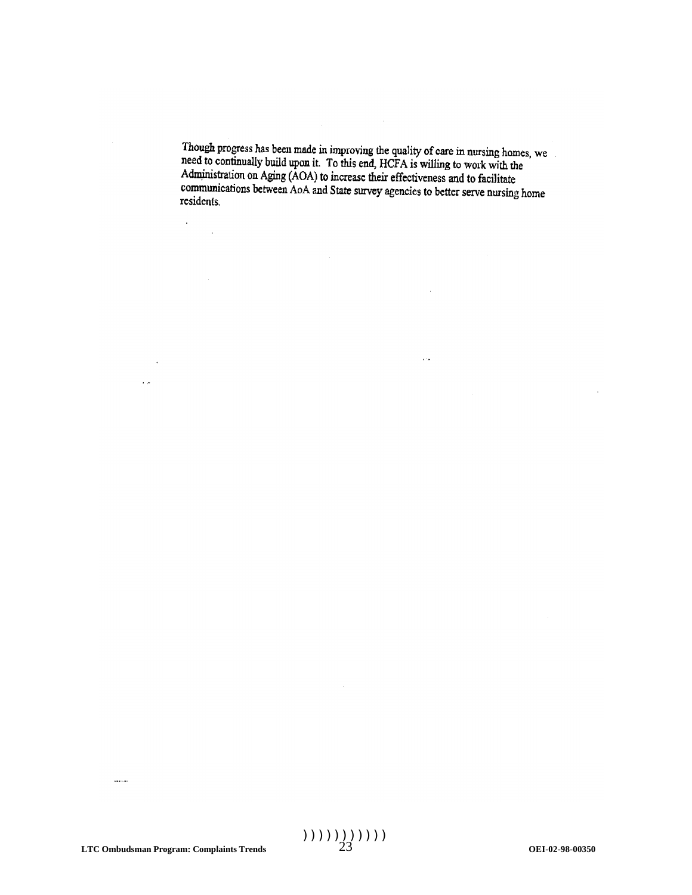Though progress has been made in improving the quality of care in nursing homes, we need to continually build upon it. To this end, HCFA is willing to work with the Administration on Aging (AOA) to increase their effectiveness and to facilitate communications between AoA and State survey agencies to better serve nursing home residents.